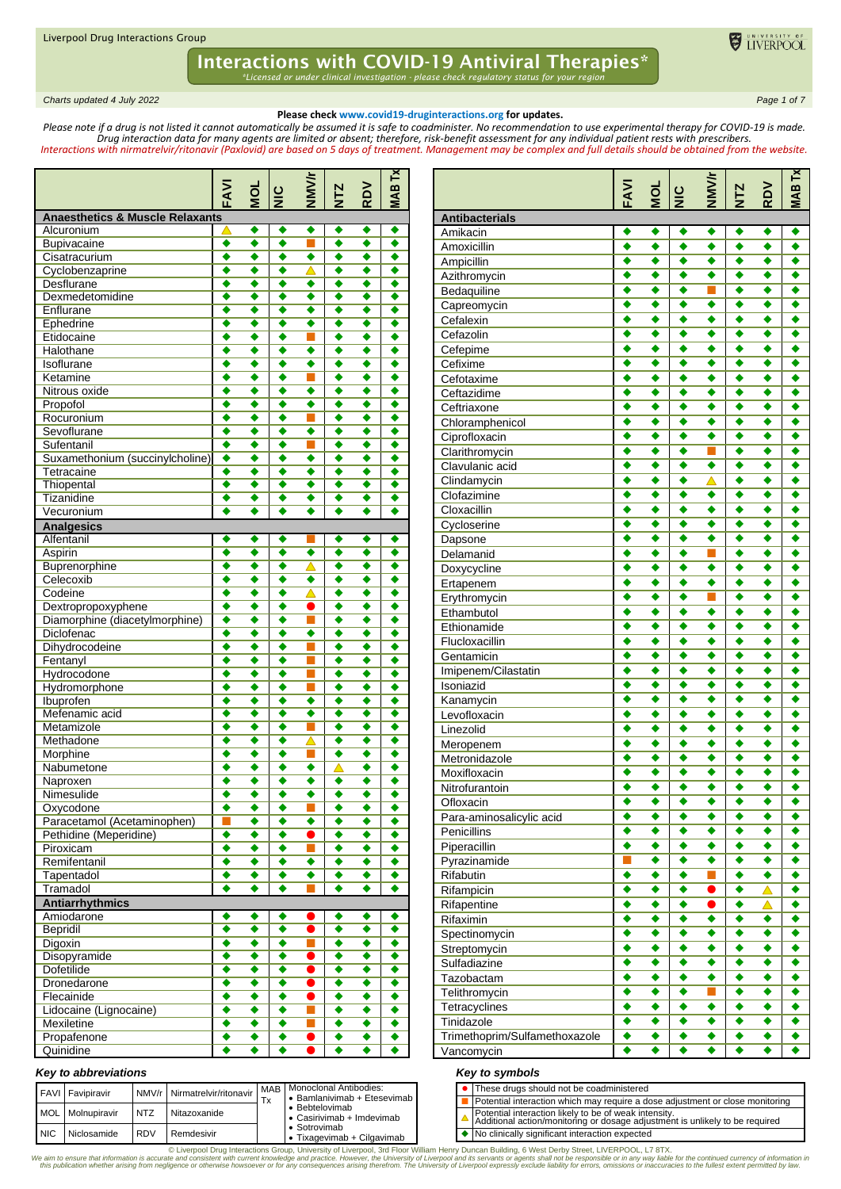Liverpool Drug Interactions Group

# Interactions with COVID-19 Antiviral Therapies*

*\*Licensed or under clinical investigation - please check regulatory status for your region*

*Charts updated 4 July 2022*

**Please check www.covid19-druginteractions.org for updates.**

*Please note if a drug is not listed it cannot automatically be assumed it is safe to coadminister. No recommendation to use experimental therapy for COVID-19 is made. Drug interaction data for many agents are limited or absent; therefore, risk-benefit assessment for any individual patient rests with prescribers.*

*Interactions with nirmatrelvir/ritonavir (Paxlovid) are based on 5 days of treatment. Management may be complex and full details should be obtained from the website.*

| | FAVI | MOL | NIC | NMV/r | NTZ | RDV | MAB Tx |
|---|---|---|---|---|---|---|---|
| **Anaesthetics & Muscle Relaxants** | | | | | | | |
| Alcuronium | △ | ◆ | ◆ | ◆ | ◆ | ◆ | ◆ |
| Bupivacaine | ◆ | ◆ | ◆ | ■ | ◆ | ◆ | ◆ |
| Cisatracurium | ◆ | ◆ | ◆ | ◆ | ◆ | ◆ | ◆ |
| Cyclobenzaprine | ◆ | ◆ | ◆ | △ | ◆ | ◆ | ◆ |
| Desflurane | ◆ | ◆ | ◆ | ◆ | ◆ | ◆ | ◆ |
| Dexmedetomidine | ◆ | ◆ | ◆ | ◆ | ◆ | ◆ | ◆ |
| Enflurane | ◆ | ◆ | ◆ | ◆ | ◆ | ◆ | ◆ |
| Ephedrine | ◆ | ◆ | ◆ | ◆ | ◆ | ◆ | ◆ |
| Etidocaine | ◆ | ◆ | ◆ | ■ | ◆ | ◆ | ◆ |
| Halothane | ◆ | ◆ | ◆ | ◆ | ◆ | ◆ | ◆ |
| Isoflurane | ◆ | ◆ | ◆ | ◆ | ◆ | ◆ | ◆ |
| Ketamine | ◆ | ◆ | ◆ | ■ | ◆ | ◆ | ◆ |
| Nitrous oxide | ◆ | ◆ | ◆ | ◆ | ◆ | ◆ | ◆ |
| Propofol | ◆ | ◆ | ◆ | ◆ | ◆ | ◆ | ◆ |
| Rocuronium | ◆ | ◆ | ◆ | ■ | ◆ | ◆ | ◆ |
| Sevoflurane | ◆ | ◆ | ◆ | ◆ | ◆ | ◆ | ◆ |
| Sufentanil | ◆ | ◆ | ◆ | ■ | ◆ | ◆ | ◆ |
| Suxamethonium (succinylcholine) | ◆ | ◆ | ◆ | ◆ | ◆ | ◆ | ◆ |
| Tetracaine | ◆ | ◆ | ◆ | ◆ | ◆ | ◆ | ◆ |
| Thiopental | ◆ | ◆ | ◆ | ◆ | ◆ | ◆ | ◆ |
| Tizanidine | ◆ | ◆ | ◆ | ◆ | ◆ | ◆ | ◆ |
| Vecuronium | ◆ | ◆ | ◆ | ◆ | ◆ | ◆ | ◆ |
| **Analgesics** | | | | | | | |
| Alfentanil | ◆ | ◆ | ◆ | ■ | ◆ | ◆ | ◆ |
| Aspirin | ◆ | ◆ | ◆ | ◆ | ◆ | ◆ | ◆ |
| Buprenorphine | ◆ | ◆ | ◆ | △ | ◆ | ◆ | ◆ |
| Celecoxib | ◆ | ◆ | ◆ | ◆ | ◆ | ◆ | ◆ |
| Codeine | ◆ | ◆ | ◆ | △ | ◆ | ◆ | ◆ |
| Dextropropoxyphene | ◆ | ◆ | ◆ | ● | ◆ | ◆ | ◆ |
| Diamorphine (diacetylmorphine) | ◆ | ◆ | ◆ | ■ | ◆ | ◆ | ◆ |
| Diclofenac | ◆ | ◆ | ◆ | ◆ | ◆ | ◆ | ◆ |
| Dihydrocodeine | ◆ | ◆ | ◆ | ■ | ◆ | ◆ | ◆ |
| Fentanyl | ◆ | ◆ | ◆ | ■ | ◆ | ◆ | ◆ |
| Hydrocodone | ◆ | ◆ | ◆ | ■ | ◆ | ◆ | ◆ |
| Hydromorphone | ◆ | ◆ | ◆ | ■ | ◆ | ◆ | ◆ |
| Ibuprofen | ◆ | ◆ | ◆ | ◆ | ◆ | ◆ | ◆ |
| Mefenamic acid | ◆ | ◆ | ◆ | ◆ | ◆ | ◆ | ◆ |
| Metamizole | ◆ | ◆ | ◆ | ■ | ◆ | ◆ | ◆ |
| Methadone | ◆ | ◆ | ◆ | △ | ◆ | ◆ | ◆ |
| Morphine | ◆ | ◆ | ◆ | ■ | ◆ | ◆ | ◆ |
| Nabumetone | ◆ | ◆ | ◆ | ◆ | △ | ◆ | ◆ |
| Naproxen | ◆ | ◆ | ◆ | ◆ | ◆ | ◆ | ◆ |
| Nimesulide | ◆ | ◆ | ◆ | ◆ | ◆ | ◆ | ◆ |
| Oxycodone | ◆ | ◆ | ◆ | ■ | ◆ | ◆ | ◆ |
| Paracetamol (Acetaminophen) | ■ | ◆ | ◆ | ◆ | ◆ | ◆ | ◆ |
| Pethidine (Meperidine) | ◆ | ◆ | ◆ | ● | ◆ | ◆ | ◆ |
| Piroxicam | ◆ | ◆ | ◆ | ■ | ◆ | ◆ | ◆ |
| Remifentanil | ◆ | ◆ | ◆ | ◆ | ◆ | ◆ | ◆ |
| Tapentadol | ◆ | ◆ | ◆ | ◆ | ◆ | ◆ | ◆ |
| Tramadol | ◆ | ◆ | ◆ | ■ | ◆ | ◆ | ◆ |
| **Antiarrhythmics** | | | | | | | |
| Amiodarone | ◆ | ◆ | ◆ | ● | ◆ | ◆ | ◆ |
| Bepridil | ◆ | ◆ | ◆ | ● | ◆ | ◆ | ◆ |
| Digoxin | ◆ | ◆ | ◆ | ■ | ◆ | ◆ | ◆ |
| Disopyramide | ◆ | ◆ | ◆ | ● | ◆ | ◆ | ◆ |
| Dofetilide | ◆ | ◆ | ◆ | ● | ◆ | ◆ | ◆ |
| Dronedarone | ◆ | ◆ | ◆ | ● | ◆ | ◆ | ◆ |
| Flecainide | ◆ | ◆ | ◆ | ● | ◆ | ◆ | ◆ |
| Lidocaine (Lignocaine) | ◆ | ◆ | ◆ | ■ | ◆ | ◆ | ◆ |
| Mexiletine | ◆ | ◆ | ◆ | ■ | ◆ | ◆ | ◆ |
| Propafenone | ◆ | ◆ | ◆ | ● | ◆ | ◆ | ◆ |
| Quinidine | ◆ | ◆ | ◆ | ● | ◆ | ◆ | ◆ |

| | FAVI | MOL | NIC | NMV/r | NTZ | RDV | MAB Tx |
|---|---|---|---|---|---|---|---|
| **Antibacterials** | | | | | | | |
| Amikacin | ◆ | ◆ | ◆ | ◆ | ◆ | ◆ | ◆ |
| Amoxicillin | ◆ | ◆ | ◆ | ◆ | ◆ | ◆ | ◆ |
| Ampicillin | ◆ | ◆ | ◆ | ◆ | ◆ | ◆ | ◆ |
| Azithromycin | ◆ | ◆ | ◆ | ◆ | ◆ | ◆ | ◆ |
| Bedaquiline | ◆ | ◆ | ◆ | ■ | ◆ | ◆ | ◆ |
| Capreomycin | ◆ | ◆ | ◆ | ◆ | ◆ | ◆ | ◆ |
| Cefalexin | ◆ | ◆ | ◆ | ◆ | ◆ | ◆ | ◆ |
| Cefazolin | ◆ | ◆ | ◆ | ◆ | ◆ | ◆ | ◆ |
| Cefepime | ◆ | ◆ | ◆ | ◆ | ◆ | ◆ | ◆ |
| Cefixime | ◆ | ◆ | ◆ | ◆ | ◆ | ◆ | ◆ |
| Cefotaxime | ◆ | ◆ | ◆ | ◆ | ◆ | ◆ | ◆ |
| Ceftazidime | ◆ | ◆ | ◆ | ◆ | ◆ | ◆ | ◆ |
| Ceftriaxone | ◆ | ◆ | ◆ | ◆ | ◆ | ◆ | ◆ |
| Chloramphenicol | ◆ | ◆ | ◆ | ◆ | ◆ | ◆ | ◆ |
| Ciprofloxacin | ◆ | ◆ | ◆ | ◆ | ◆ | ◆ | ◆ |
| Clarithromycin | ◆ | ◆ | ◆ | ■ | ◆ | ◆ | ◆ |
| Clavulanic acid | ◆ | ◆ | ◆ | ◆ | ◆ | ◆ | ◆ |
| Clindamycin | ◆ | ◆ | ◆ | △ | ◆ | ◆ | ◆ |
| Clofazimine | ◆ | ◆ | ◆ | ◆ | ◆ | ◆ | ◆ |
| Cloxacillin | ◆ | ◆ | ◆ | ◆ | ◆ | ◆ | ◆ |
| Cycloserine | ◆ | ◆ | ◆ | ◆ | ◆ | ◆ | ◆ |
| Dapsone | ◆ | ◆ | ◆ | ◆ | ◆ | ◆ | ◆ |
| Delamanid | ◆ | ◆ | ◆ | ■ | ◆ | ◆ | ◆ |
| Doxycycline | ◆ | ◆ | ◆ | ◆ | ◆ | ◆ | ◆ |
| Ertapenem | ◆ | ◆ | ◆ | ◆ | ◆ | ◆ | ◆ |
| Erythromycin | ◆ | ◆ | ◆ | ■ | ◆ | ◆ | ◆ |
| Ethambutol | ◆ | ◆ | ◆ | ◆ | ◆ | ◆ | ◆ |
| Ethionamide | ◆ | ◆ | ◆ | ◆ | ◆ | ◆ | ◆ |
| Flucloxacillin | ◆ | ◆ | ◆ | ◆ | ◆ | ◆ | ◆ |
| Gentamicin | ◆ | ◆ | ◆ | ◆ | ◆ | ◆ | ◆ |
| Imipenem/Cilastatin | ◆ | ◆ | ◆ | ◆ | ◆ | ◆ | ◆ |
| Isoniazid | ◆ | ◆ | ◆ | ◆ | ◆ | ◆ | ◆ |
| Kanamycin | ◆ | ◆ | ◆ | ◆ | ◆ | ◆ | ◆ |
| Levofloxacin | ◆ | ◆ | ◆ | ◆ | ◆ | ◆ | ◆ |
| Linezolid | ◆ | ◆ | ◆ | ◆ | ◆ | ◆ | ◆ |
| Meropenem | ◆ | ◆ | ◆ | ◆ | ◆ | ◆ | ◆ |
| Metronidazole | ◆ | ◆ | ◆ | ◆ | ◆ | ◆ | ◆ |
| Moxifloxacin | ◆ | ◆ | ◆ | ◆ | ◆ | ◆ | ◆ |
| Nitrofurantoin | ◆ | ◆ | ◆ | ◆ | ◆ | ◆ | ◆ |
| Ofloxacin | ◆ | ◆ | ◆ | ◆ | ◆ | ◆ | ◆ |
| Para-aminosalicylic acid | ◆ | ◆ | ◆ | ◆ | ◆ | ◆ | ◆ |
| Penicillins | ◆ | ◆ | ◆ | ◆ | ◆ | ◆ | ◆ |
| Piperacillin | ◆ | ◆ | ◆ | ◆ | ◆ | ◆ | ◆ |
| Pyrazinamide | ■ | ◆ | ◆ | ◆ | ◆ | ◆ | ◆ |
| Rifabutin | ◆ | ◆ | ◆ | ■ | ◆ | ◆ | ◆ |
| Rifampicin | ◆ | ◆ | ◆ | ● | ◆ | △ | ◆ |
| Rifapentine | ◆ | ◆ | ◆ | ● | ◆ | △ | ◆ |
| Rifaximin | ◆ | ◆ | ◆ | ◆ | ◆ | ◆ | ◆ |
| Spectinomycin | ◆ | ◆ | ◆ | ◆ | ◆ | ◆ | ◆ |
| Streptomycin | ◆ | ◆ | ◆ | ◆ | ◆ | ◆ | ◆ |
| Sulfadiazine | ◆ | ◆ | ◆ | ◆ | ◆ | ◆ | ◆ |
| Tazobactam | ◆ | ◆ | ◆ | ◆ | ◆ | ◆ | ◆ |
| Telithromycin | ◆ | ◆ | ◆ | ■ | ◆ | ◆ | ◆ |
| Tetracyclines | ◆ | ◆ | ◆ | ◆ | ◆ | ◆ | ◆ |
| Tinidazole | ◆ | ◆ | ◆ | ◆ | ◆ | ◆ | ◆ |
| Trimethoprim/Sulfamethoxazole | ◆ | ◆ | ◆ | ◆ | ◆ | ◆ | ◆ |
| Vancomycin | ◆ | ◆ | ◆ | ◆ | ◆ | ◆ | ◆ |

### Key to abbreviations

| | | | | | |
|---|---|---|---|---|---|
| FAVI | Favipiravir | NMV/r | Nirmatrelvir/ritonavir | MAB Tx | Monoclonal Antibodies: • Bamlanivimab + Etesevimab • Bebtelovimab • Casirivimab + Imdevimab • Sotrovimab • Tixagevimab + Cilgavimab |
| MOL | Molnupiravir | NTZ | Nitazoxanide | | |
| NIC | Niclosamide | RDV | Remdesivir | | |

### Key to symbols

| Symbol | Meaning |
|---|---|
| ● | These drugs should not be coadministered |
| ■ | Potential interaction which may require a dose adjustment or close monitoring |
| △ | Potential interaction likely to be of weak intensity. Additional action/monitoring or dosage adjustment is unlikely to be required |
| ◆ | No clinically significant interaction expected |

© Liverpool Drug Interactions Group, University of Liverpool, 3rd Floor William Henry Duncan Building, 6 West Derby Street, LIVERPOOL, L7 8TX.

*We aim to ensure that information is accurate and consistent with current knowledge and practice. However, the University of Liverpool and its servants or agents shall not be responsible or in any way liable for the continued currency of information in this publication whether arising from negligence or otherwise howsoever or for any consequences arising therefrom. The University of Liverpool expressly exclude liability for errors, omissions or inaccuracies to the fullest extent permitted by law.*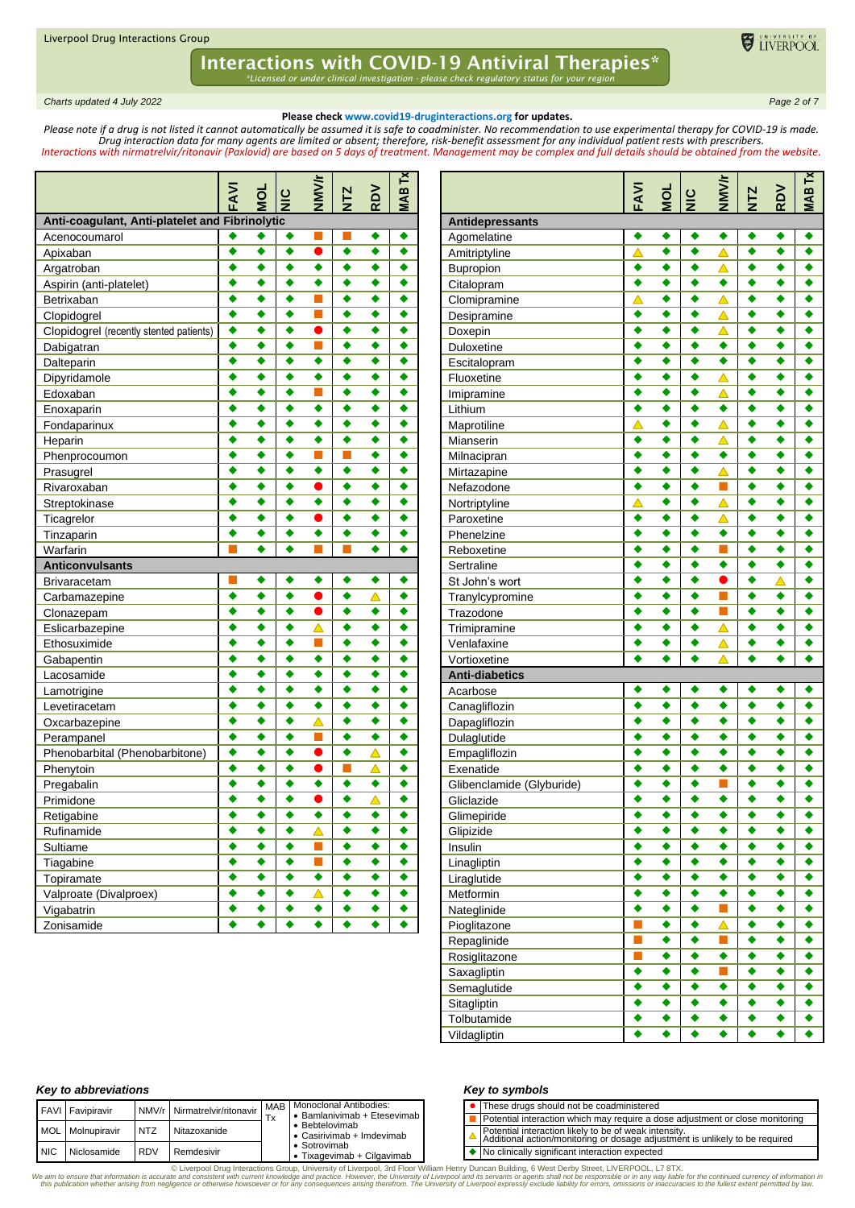# Interactions with COVID-19 Antiviral Therapies*

*\*Licensed or under clinical investigation - please check regulatory status for your region*

*Charts updated 4 July 2022*

**Please check www.covid19-druginteractions.org for updates.**

*Please note if a drug is not listed it cannot automatically be assumed it is safe to coadminister. No recommendation to use experimental therapy for COVID-19 is made. Drug interaction data for many agents are limited or absent; therefore, risk-benefit assessment for any individual patient rests with prescribers.*

*Interactions with nirmatrelvir/ritonavir (Paxlovid) are based on 5 days of treatment. Management may be complex and full details should be obtained from the website.*

| | FAVI | MOL | NIC | NMV/r | NTZ | RDV | MAB Tx |
|---|---|---|---|---|---|---|---|
| **Anti-coagulant, Anti-platelet and Fibrinolytic** | | | | | | | |
| Acenocoumarol | ◆ | ◆ | ◆ | ■ | ■ | ◆ | ◆ |
| Apixaban | ◆ | ◆ | ◆ | ● | ◆ | ◆ | ◆ |
| Argatroban | ◆ | ◆ | ◆ | ◆ | ◆ | ◆ | ◆ |
| Aspirin (anti-platelet) | ◆ | ◆ | ◆ | ◆ | ◆ | ◆ | ◆ |
| Betrixaban | ◆ | ◆ | ◆ | ■ | ◆ | ◆ | ◆ |
| Clopidogrel | ◆ | ◆ | ◆ | ■ | ◆ | ◆ | ◆ |
| Clopidogrel (recently stented patients) | ◆ | ◆ | ◆ | ● | ◆ | ◆ | ◆ |
| Dabigatran | ◆ | ◆ | ◆ | ■ | ◆ | ◆ | ◆ |
| Dalteparin | ◆ | ◆ | ◆ | ◆ | ◆ | ◆ | ◆ |
| Dipyridamole | ◆ | ◆ | ◆ | ◆ | ◆ | ◆ | ◆ |
| Edoxaban | ◆ | ◆ | ◆ | ■ | ◆ | ◆ | ◆ |
| Enoxaparin | ◆ | ◆ | ◆ | ◆ | ◆ | ◆ | ◆ |
| Fondaparinux | ◆ | ◆ | ◆ | ◆ | ◆ | ◆ | ◆ |
| Heparin | ◆ | ◆ | ◆ | ◆ | ◆ | ◆ | ◆ |
| Phenprocoumon | ◆ | ◆ | ◆ | ■ | ■ | ◆ | ◆ |
| Prasugrel | ◆ | ◆ | ◆ | ◆ | ◆ | ◆ | ◆ |
| Rivaroxaban | ◆ | ◆ | ◆ | ● | ◆ | ◆ | ◆ |
| Streptokinase | ◆ | ◆ | ◆ | ◆ | ◆ | ◆ | ◆ |
| Ticagrelor | ◆ | ◆ | ◆ | ● | ◆ | ◆ | ◆ |
| Tinzaparin | ◆ | ◆ | ◆ | ◆ | ◆ | ◆ | ◆ |
| Warfarin | ■ | ◆ | ◆ | ■ | ■ | ◆ | ◆ |
| **Anticonvulsants** | | | | | | | |
| Brivaracetam | ■ | ◆ | ◆ | ◆ | ◆ | ◆ | ◆ |
| Carbamazepine | ◆ | ◆ | ◆ | ● | ◆ | △ | ◆ |
| Clonazepam | ◆ | ◆ | ◆ | ● | ◆ | ◆ | ◆ |
| Eslicarbazepine | ◆ | ◆ | ◆ | △ | ◆ | ◆ | ◆ |
| Ethosuximide | ◆ | ◆ | ◆ | ■ | ◆ | ◆ | ◆ |
| Gabapentin | ◆ | ◆ | ◆ | ◆ | ◆ | ◆ | ◆ |
| Lacosamide | ◆ | ◆ | ◆ | ◆ | ◆ | ◆ | ◆ |
| Lamotrigine | ◆ | ◆ | ◆ | ◆ | ◆ | ◆ | ◆ |
| Levetiracetam | ◆ | ◆ | ◆ | ◆ | ◆ | ◆ | ◆ |
| Oxcarbazepine | ◆ | ◆ | ◆ | △ | ◆ | ◆ | ◆ |
| Perampanel | ◆ | ◆ | ◆ | ■ | ◆ | ◆ | ◆ |
| Phenobarbital (Phenobarbitone) | ◆ | ◆ | ◆ | ● | ◆ | △ | ◆ |
| Phenytoin | ◆ | ◆ | ◆ | ● | ■ | △ | ◆ |
| Pregabalin | ◆ | ◆ | ◆ | ◆ | ◆ | ◆ | ◆ |
| Primidone | ◆ | ◆ | ◆ | ● | ◆ | △ | ◆ |
| Retigabine | ◆ | ◆ | ◆ | ◆ | ◆ | ◆ | ◆ |
| Rufinamide | ◆ | ◆ | ◆ | △ | ◆ | ◆ | ◆ |
| Sultiame | ◆ | ◆ | ◆ | ■ | ◆ | ◆ | ◆ |
| Tiagabine | ◆ | ◆ | ◆ | ■ | ◆ | ◆ | ◆ |
| Topiramate | ◆ | ◆ | ◆ | ◆ | ◆ | ◆ | ◆ |
| Valproate (Divalproex) | ◆ | ◆ | ◆ | △ | ◆ | ◆ | ◆ |
| Vigabatrin | ◆ | ◆ | ◆ | ◆ | ◆ | ◆ | ◆ |
| Zonisamide | ◆ | ◆ | ◆ | ◆ | ◆ | ◆ | ◆ |

| | FAVI | MOL | NIC | NMV/r | NTZ | RDV | MAB Tx |
|---|---|---|---|---|---|---|---|
| **Antidepressants** | | | | | | | |
| Agomelatine | ◆ | ◆ | ◆ | ◆ | ◆ | ◆ | ◆ |
| Amitriptyline | △ | ◆ | ◆ | △ | ◆ | ◆ | ◆ |
| Bupropion | ◆ | ◆ | ◆ | △ | ◆ | ◆ | ◆ |
| Citalopram | ◆ | ◆ | ◆ | ◆ | ◆ | ◆ | ◆ |
| Clomipramine | △ | ◆ | ◆ | △ | ◆ | ◆ | ◆ |
| Desipramine | ◆ | ◆ | ◆ | △ | ◆ | ◆ | ◆ |
| Doxepin | ◆ | ◆ | ◆ | △ | ◆ | ◆ | ◆ |
| Duloxetine | ◆ | ◆ | ◆ | ◆ | ◆ | ◆ | ◆ |
| Escitalopram | ◆ | ◆ | ◆ | ◆ | ◆ | ◆ | ◆ |
| Fluoxetine | ◆ | ◆ | ◆ | △ | ◆ | ◆ | ◆ |
| Imipramine | ◆ | ◆ | ◆ | △ | ◆ | ◆ | ◆ |
| Lithium | ◆ | ◆ | ◆ | ◆ | ◆ | ◆ | ◆ |
| Maprotiline | △ | ◆ | ◆ | △ | ◆ | ◆ | ◆ |
| Mianserin | ◆ | ◆ | ◆ | △ | ◆ | ◆ | ◆ |
| Milnacipran | ◆ | ◆ | ◆ | ◆ | ◆ | ◆ | ◆ |
| Mirtazapine | ◆ | ◆ | ◆ | △ | ◆ | ◆ | ◆ |
| Nefazodone | ◆ | ◆ | ◆ | ■ | ◆ | ◆ | ◆ |
| Nortriptyline | △ | ◆ | ◆ | △ | ◆ | ◆ | ◆ |
| Paroxetine | ◆ | ◆ | ◆ | △ | ◆ | ◆ | ◆ |
| Phenelzine | ◆ | ◆ | ◆ | ◆ | ◆ | ◆ | ◆ |
| Reboxetine | ◆ | ◆ | ◆ | ■ | ◆ | ◆ | ◆ |
| Sertraline | ◆ | ◆ | ◆ | ◆ | ◆ | ◆ | ◆ |
| St John's wort | ◆ | ◆ | ◆ | ● | ◆ | △ | ◆ |
| Tranylcypromine | ◆ | ◆ | ◆ | ■ | ◆ | ◆ | ◆ |
| Trazodone | ◆ | ◆ | ◆ | ■ | ◆ | ◆ | ◆ |
| Trimipramine | ◆ | ◆ | ◆ | △ | ◆ | ◆ | ◆ |
| Venlafaxine | ◆ | ◆ | ◆ | △ | ◆ | ◆ | ◆ |
| Vortioxetine | ◆ | ◆ | ◆ | △ | ◆ | ◆ | ◆ |
| **Anti-diabetics** | | | | | | | |
| Acarbose | ◆ | ◆ | ◆ | ◆ | ◆ | ◆ | ◆ |
| Canagliflozin | ◆ | ◆ | ◆ | ◆ | ◆ | ◆ | ◆ |
| Dapagliflozin | ◆ | ◆ | ◆ | ◆ | ◆ | ◆ | ◆ |
| Dulaglutide | ◆ | ◆ | ◆ | ◆ | ◆ | ◆ | ◆ |
| Empagliflozin | ◆ | ◆ | ◆ | ◆ | ◆ | ◆ | ◆ |
| Exenatide | ◆ | ◆ | ◆ | ◆ | ◆ | ◆ | ◆ |
| Glibenclamide (Glyburide) | ◆ | ◆ | ◆ | ■ | ◆ | ◆ | ◆ |
| Gliclazide | ◆ | ◆ | ◆ | ◆ | ◆ | ◆ | ◆ |
| Glimepiride | ◆ | ◆ | ◆ | ◆ | ◆ | ◆ | ◆ |
| Glipizide | ◆ | ◆ | ◆ | ◆ | ◆ | ◆ | ◆ |
| Insulin | ◆ | ◆ | ◆ | ◆ | ◆ | ◆ | ◆ |
| Linagliptin | ◆ | ◆ | ◆ | ◆ | ◆ | ◆ | ◆ |
| Liraglutide | ◆ | ◆ | ◆ | ◆ | ◆ | ◆ | ◆ |
| Metformin | ◆ | ◆ | ◆ | ◆ | ◆ | ◆ | ◆ |
| Nateglinide | ◆ | ◆ | ◆ | ■ | ◆ | ◆ | ◆ |
| Pioglitazone | ■ | ◆ | ◆ | △ | ◆ | ◆ | ◆ |
| Repaglinide | ■ | ◆ | ◆ | ■ | ◆ | ◆ | ◆ |
| Rosiglitazone | ■ | ◆ | ◆ | ◆ | ◆ | ◆ | ◆ |
| Saxagliptin | ◆ | ◆ | ◆ | ■ | ◆ | ◆ | ◆ |
| Semaglutide | ◆ | ◆ | ◆ | ◆ | ◆ | ◆ | ◆ |
| Sitagliptin | ◆ | ◆ | ◆ | ◆ | ◆ | ◆ | ◆ |
| Tolbutamide | ◆ | ◆ | ◆ | ◆ | ◆ | ◆ | ◆ |
| Vildagliptin | ◆ | ◆ | ◆ | ◆ | ◆ | ◆ | ◆ |

### *Key to abbreviations*

| | | | | | |
|---|---|---|---|---|---|
| FAVI | Favipiravir | NMV/r | Nirmatrelvir/ritonavir | MAB Tx | Monoclonal Antibodies: • Bamlanivimab + Etesevimab • Bebtelovimab • Casirivimab + Imdevimab • Sotrovimab • Tixagevimab + Cilgavimab |
| MOL | Molnupiravir | NTZ | Nitazoxanide | | |
| NIC | Niclosamide | RDV | Remdesivir | | |

### *Key to symbols*

| Symbol | Meaning |
|---|---|
| ● | These drugs should not be coadministered |
| ■ | Potential interaction which may require a dose adjustment or close monitoring |
| △ | Potential interaction likely to be of weak intensity. Additional action/monitoring or dosage adjustment is unlikely to be required |
| ◆ | No clinically significant interaction expected |

© Liverpool Drug Interactions Group, University of Liverpool, 3rd Floor William Henry Duncan Building, 6 West Derby Street, LIVERPOOL, L7 8TX.

*We aim to ensure that information is accurate and consistent with current knowledge and practice. However, the University of Liverpool and its servants or agents shall not be responsible or in any way liable for the continued currency of information in this publication whether arising from negligence or otherwise howsoever or for any consequences arising therefrom. The University of Liverpool expressly exclude liability for errors, omissions or inaccuracies to the fullest extent permitted by law.*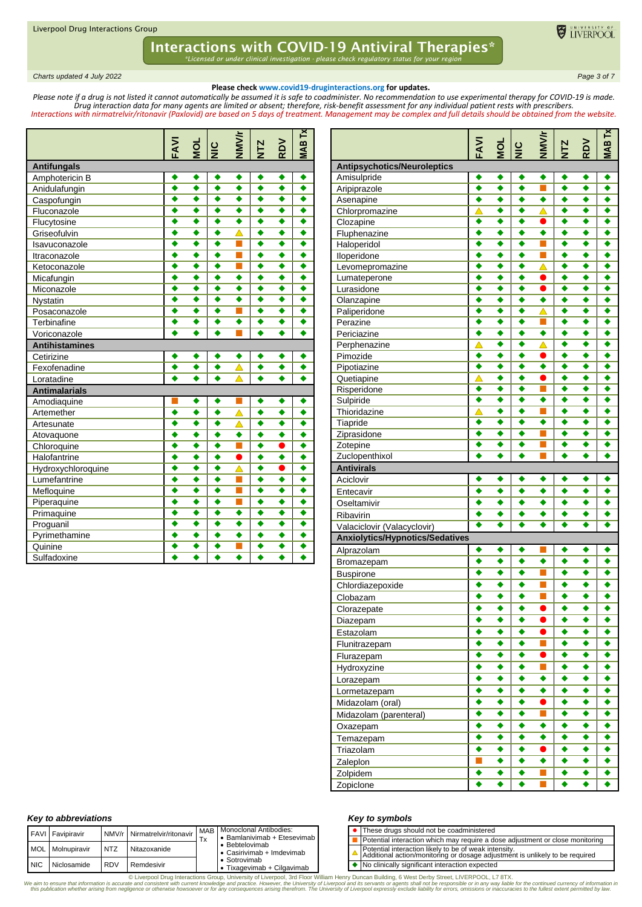# Interactions with COVID-19 Antiviral Therapies*

*Licensed or under clinical investigation - please check regulatory status for your region

*Charts updated 4 July 2022*

**Please check www.covid19-druginteractions.org for updates.**

*Please note if a drug is not listed it cannot automatically be assumed it is safe to coadminister. No recommendation to use experimental therapy for COVID-19 is made. Drug interaction data for many agents are limited or absent; therefore, risk-benefit assessment for any individual patient rests with prescribers.*

*Interactions with nirmatrelvir/ritonavir (Paxlovid) are based on 5 days of treatment. Management may be complex and full details should be obtained from the website.*

| | FAVI | MOL | NIC | NMV/r | NTZ | RDV | MAB Tx |
|---|---|---|---|---|---|---|---|
| **Antifungals** | | | | | | | |
| Amphotericin B | ◆ | ◆ | ◆ | ◆ | ◆ | ◆ | ◆ |
| Anidulafungin | ◆ | ◆ | ◆ | ◆ | ◆ | ◆ | ◆ |
| Caspofungin | ◆ | ◆ | ◆ | ◆ | ◆ | ◆ | ◆ |
| Fluconazole | ◆ | ◆ | ◆ | ◆ | ◆ | ◆ | ◆ |
| Flucytosine | ◆ | ◆ | ◆ | ◆ | ◆ | ◆ | ◆ |
| Griseofulvin | ◆ | ◆ | ◆ | △ | ◆ | ◆ | ◆ |
| Isavuconazole | ◆ | ◆ | ◆ | ■ | ◆ | ◆ | ◆ |
| Itraconazole | ◆ | ◆ | ◆ | ■ | ◆ | ◆ | ◆ |
| Ketoconazole | ◆ | ◆ | ◆ | ■ | ◆ | ◆ | ◆ |
| Micafungin | ◆ | ◆ | ◆ | ◆ | ◆ | ◆ | ◆ |
| Miconazole | ◆ | ◆ | ◆ | ◆ | ◆ | ◆ | ◆ |
| Nystatin | ◆ | ◆ | ◆ | ◆ | ◆ | ◆ | ◆ |
| Posaconazole | ◆ | ◆ | ◆ | ■ | ◆ | ◆ | ◆ |
| Terbinafine | ◆ | ◆ | ◆ | ◆ | ◆ | ◆ | ◆ |
| Voriconazole | ◆ | ◆ | ◆ | ■ | ◆ | ◆ | ◆ |
| **Antihistamines** | | | | | | | |
| Cetirizine | ◆ | ◆ | ◆ | ◆ | ◆ | ◆ | ◆ |
| Fexofenadine | ◆ | ◆ | ◆ | △ | ◆ | ◆ | ◆ |
| Loratadine | ◆ | ◆ | ◆ | △ | ◆ | ◆ | ◆ |
| **Antimalarials** | | | | | | | |
| Amodiaquine | ■ | ◆ | ◆ | ■ | ◆ | ◆ | ◆ |
| Artemether | ◆ | ◆ | ◆ | △ | ◆ | ◆ | ◆ |
| Artesunate | ◆ | ◆ | ◆ | △ | ◆ | ◆ | ◆ |
| Atovaquone | ◆ | ◆ | ◆ | ◆ | ◆ | ◆ | ◆ |
| Chloroquine | ◆ | ◆ | ◆ | ■ | ◆ | ● | ◆ |
| Halofantrine | ◆ | ◆ | ◆ | ● | ◆ | ◆ | ◆ |
| Hydroxychloroquine | ◆ | ◆ | ◆ | △ | ◆ | ● | ◆ |
| Lumefantrine | ◆ | ◆ | ◆ | ■ | ◆ | ◆ | ◆ |
| Mefloquine | ◆ | ◆ | ◆ | ■ | ◆ | ◆ | ◆ |
| Piperaquine | ◆ | ◆ | ◆ | ■ | ◆ | ◆ | ◆ |
| Primaquine | ◆ | ◆ | ◆ | ◆ | ◆ | ◆ | ◆ |
| Proguanil | ◆ | ◆ | ◆ | ◆ | ◆ | ◆ | ◆ |
| Pyrimethamine | ◆ | ◆ | ◆ | ◆ | ◆ | ◆ | ◆ |
| Quinine | ◆ | ◆ | ◆ | ■ | ◆ | ◆ | ◆ |
| Sulfadoxine | ◆ | ◆ | ◆ | ◆ | ◆ | ◆ | ◆ |

| | FAVI | MOL | NIC | NMV/r | NTZ | RDV | MAB Tx |
|---|---|---|---|---|---|---|---|
| **Antipsychotics/Neuroleptics** | | | | | | | |
| Amisulpride | ◆ | ◆ | ◆ | ◆ | ◆ | ◆ | ◆ |
| Aripiprazole | ◆ | ◆ | ◆ | ■ | ◆ | ◆ | ◆ |
| Asenapine | ◆ | ◆ | ◆ | ◆ | ◆ | ◆ | ◆ |
| Chlorpromazine | △ | ◆ | ◆ | △ | ◆ | ◆ | ◆ |
| Clozapine | ◆ | ◆ | ◆ | ● | ◆ | ◆ | ◆ |
| Fluphenazine | ◆ | ◆ | ◆ | ◆ | ◆ | ◆ | ◆ |
| Haloperidol | ◆ | ◆ | ◆ | ■ | ◆ | ◆ | ◆ |
| Iloperidone | ◆ | ◆ | ◆ | ■ | ◆ | ◆ | ◆ |
| Levomepromazine | ◆ | ◆ | ◆ | △ | ◆ | ◆ | ◆ |
| Lumateperone | ◆ | ◆ | ◆ | ● | ◆ | ◆ | ◆ |
| Lurasidone | ◆ | ◆ | ◆ | ● | ◆ | ◆ | ◆ |
| Olanzapine | ◆ | ◆ | ◆ | ◆ | ◆ | ◆ | ◆ |
| Paliperidone | ◆ | ◆ | ◆ | △ | ◆ | ◆ | ◆ |
| Perazine | ◆ | ◆ | ◆ | ■ | ◆ | ◆ | ◆ |
| Periciazine | ◆ | ◆ | ◆ | ◆ | ◆ | ◆ | ◆ |
| Perphenazine | △ | ◆ | ◆ | △ | ◆ | ◆ | ◆ |
| Pimozide | ◆ | ◆ | ◆ | ● | ◆ | ◆ | ◆ |
| Pipotiazine | ◆ | ◆ | ◆ | ◆ | ◆ | ◆ | ◆ |
| Quetiapine | △ | ◆ | ◆ | ● | ◆ | ◆ | ◆ |
| Risperidone | ◆ | ◆ | ◆ | ■ | ◆ | ◆ | ◆ |
| Sulpiride | ◆ | ◆ | ◆ | ◆ | ◆ | ◆ | ◆ |
| Thioridazine | △ | ◆ | ◆ | ■ | ◆ | ◆ | ◆ |
| Tiapride | ◆ | ◆ | ◆ | ◆ | ◆ | ◆ | ◆ |
| Ziprasidone | ◆ | ◆ | ◆ | ■ | ◆ | ◆ | ◆ |
| Zotepine | ◆ | ◆ | ◆ | ■ | ◆ | ◆ | ◆ |
| Zuclopenthixol | ◆ | ◆ | ◆ | ■ | ◆ | ◆ | ◆ |
| **Antivirals** | | | | | | | |
| Aciclovir | ◆ | ◆ | ◆ | ◆ | ◆ | ◆ | ◆ |
| Entecavir | ◆ | ◆ | ◆ | ◆ | ◆ | ◆ | ◆ |
| Oseltamivir | ◆ | ◆ | ◆ | ◆ | ◆ | ◆ | ◆ |
| Ribavirin | ◆ | ◆ | ◆ | ◆ | ◆ | ◆ | ◆ |
| Valaciclovir (Valacyclovir) | ◆ | ◆ | ◆ | ◆ | ◆ | ◆ | ◆ |
| **Anxiolytics/Hypnotics/Sedatives** | | | | | | | |
| Alprazolam | ◆ | ◆ | ◆ | ■ | ◆ | ◆ | ◆ |
| Bromazepam | ◆ | ◆ | ◆ | ◆ | ◆ | ◆ | ◆ |
| Buspirone | ◆ | ◆ | ◆ | ■ | ◆ | ◆ | ◆ |
| Chlordiazepoxide | ◆ | ◆ | ◆ | ■ | ◆ | ◆ | ◆ |
| Clobazam | ◆ | ◆ | ◆ | ■ | ◆ | ◆ | ◆ |
| Clorazepate | ◆ | ◆ | ◆ | ● | ◆ | ◆ | ◆ |
| Diazepam | ◆ | ◆ | ◆ | ● | ◆ | ◆ | ◆ |
| Estazolam | ◆ | ◆ | ◆ | ● | ◆ | ◆ | ◆ |
| Flunitrazepam | ◆ | ◆ | ◆ | ■ | ◆ | ◆ | ◆ |
| Flurazepam | ◆ | ◆ | ◆ | ● | ◆ | ◆ | ◆ |
| Hydroxyzine | ◆ | ◆ | ◆ | ■ | ◆ | ◆ | ◆ |
| Lorazepam | ◆ | ◆ | ◆ | ◆ | ◆ | ◆ | ◆ |
| Lormetazepam | ◆ | ◆ | ◆ | ◆ | ◆ | ◆ | ◆ |
| Midazolam (oral) | ◆ | ◆ | ◆ | ● | ◆ | ◆ | ◆ |
| Midazolam (parenteral) | ◆ | ◆ | ◆ | ■ | ◆ | ◆ | ◆ |
| Oxazepam | ◆ | ◆ | ◆ | ◆ | ◆ | ◆ | ◆ |
| Temazepam | ◆ | ◆ | ◆ | ◆ | ◆ | ◆ | ◆ |
| Triazolam | ◆ | ◆ | ◆ | ● | ◆ | ◆ | ◆ |
| Zaleplon | ■ | ◆ | ◆ | ◆ | ◆ | ◆ | ◆ |
| Zolpidem | ◆ | ◆ | ◆ | ■ | ◆ | ◆ | ◆ |
| Zopiclone | ◆ | ◆ | ◆ | ■ | ◆ | ◆ | ◆ |

### Key to abbreviations

| | | | | | |
|---|---|---|---|---|---|
| FAVI | Favipiravir | NMV/r | Nirmatrelvir/ritonavir | MAB Tx | Monoclonal Antibodies: • Bamlanivimab + Etesevimab • Bebtelovimab • Casirivimab + Imdevimab • Sotrovimab • Tixagevimab + Cilgavimab |
| MOL | Molnupiravir | NTZ | Nitazoxanide | | |
| NIC | Niclosamide | RDV | Remdesivir | | |

### Key to symbols

| Symbol | Meaning |
|---|---|
| ● | These drugs should not be coadministered |
| ■ | Potential interaction which may require a dose adjustment or close monitoring |
| △ | Potential interaction likely to be of weak intensity. Additional action/monitoring or dosage adjustment is unlikely to be required |
| ◆ | No clinically significant interaction expected |

© Liverpool Drug Interactions Group, University of Liverpool, 3rd Floor William Henry Duncan Building, 6 West Derby Street, LIVERPOOL, L7 8TX.

*We aim to ensure that information is accurate and consistent with current knowledge and practice. However, the University of Liverpool and its servants or agents shall not be responsible or in any way liable for the continued currency of information in this publication whether arising from negligence or otherwise howsoever or for any consequences arising therefrom. The University of Liverpool expressly exclude liability for errors, omissions or inaccuracies to the fullest extent permitted by law.*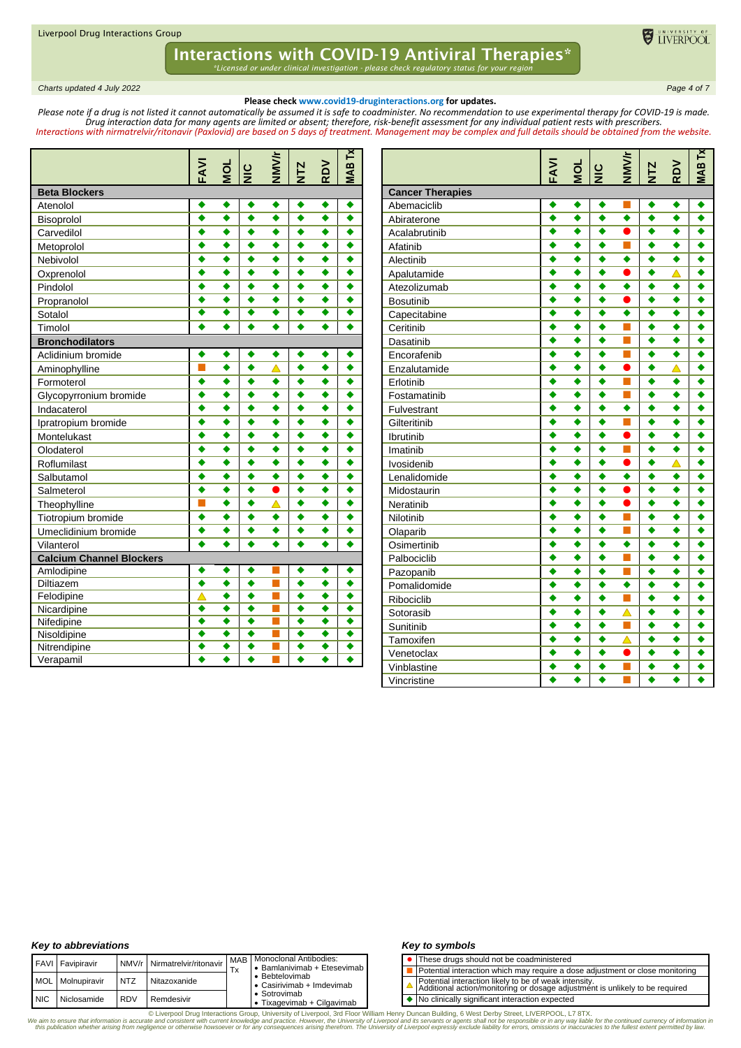Liverpool Drug Interactions Group

# Interactions with COVID-19 Antiviral Therapies*

*\*Licensed or under clinical investigation - please check regulatory status for your region*

*Charts updated 4 July 2022*

**Please check www.covid19-druginteractions.org for updates.**

*Please note if a drug is not listed it cannot automatically be assumed it is safe to coadminister. No recommendation to use experimental therapy for COVID-19 is made. Drug interaction data for many agents are limited or absent; therefore, risk-benefit assessment for any individual patient rests with prescribers.*

*Interactions with nirmatrelvir/ritonavir (Paxlovid) are based on 5 days of treatment. Management may be complex and full details should be obtained from the website.*

| | FAVI | MOL | NIC | NMV/r | NTZ | RDV | MAB Tx |
|---|---|---|---|---|---|---|---|
| **Beta Blockers** | | | | | | | |
| Atenolol | ◆ | ◆ | ◆ | ◆ | ◆ | ◆ | ◆ |
| Bisoprolol | ◆ | ◆ | ◆ | ◆ | ◆ | ◆ | ◆ |
| Carvedilol | ◆ | ◆ | ◆ | ◆ | ◆ | ◆ | ◆ |
| Metoprolol | ◆ | ◆ | ◆ | ◆ | ◆ | ◆ | ◆ |
| Nebivolol | ◆ | ◆ | ◆ | ◆ | ◆ | ◆ | ◆ |
| Oxprenolol | ◆ | ◆ | ◆ | ◆ | ◆ | ◆ | ◆ |
| Pindolol | ◆ | ◆ | ◆ | ◆ | ◆ | ◆ | ◆ |
| Propranolol | ◆ | ◆ | ◆ | ◆ | ◆ | ◆ | ◆ |
| Sotalol | ◆ | ◆ | ◆ | ◆ | ◆ | ◆ | ◆ |
| Timolol | ◆ | ◆ | ◆ | ◆ | ◆ | ◆ | ◆ |
| **Bronchodilators** | | | | | | | |
| Aclidinium bromide | ◆ | ◆ | ◆ | ◆ | ◆ | ◆ | ◆ |
| Aminophylline | ■ | ◆ | ◆ | △ | ◆ | ◆ | ◆ |
| Formoterol | ◆ | ◆ | ◆ | ◆ | ◆ | ◆ | ◆ |
| Glycopyrronium bromide | ◆ | ◆ | ◆ | ◆ | ◆ | ◆ | ◆ |
| Indacaterol | ◆ | ◆ | ◆ | ◆ | ◆ | ◆ | ◆ |
| Ipratropium bromide | ◆ | ◆ | ◆ | ◆ | ◆ | ◆ | ◆ |
| Montelukast | ◆ | ◆ | ◆ | ◆ | ◆ | ◆ | ◆ |
| Olodaterol | ◆ | ◆ | ◆ | ◆ | ◆ | ◆ | ◆ |
| Roflumilast | ◆ | ◆ | ◆ | ◆ | ◆ | ◆ | ◆ |
| Salbutamol | ◆ | ◆ | ◆ | ◆ | ◆ | ◆ | ◆ |
| Salmeterol | ◆ | ◆ | ◆ | ● | ◆ | ◆ | ◆ |
| Theophylline | ■ | ◆ | ◆ | △ | ◆ | ◆ | ◆ |
| Tiotropium bromide | ◆ | ◆ | ◆ | ◆ | ◆ | ◆ | ◆ |
| Umeclidinium bromide | ◆ | ◆ | ◆ | ◆ | ◆ | ◆ | ◆ |
| Vilanterol | ◆ | ◆ | ◆ | ◆ | ◆ | ◆ | ◆ |
| **Calcium Channel Blockers** | | | | | | | |
| Amlodipine | ◆ | ◆ | ◆ | ■ | ◆ | ◆ | ◆ |
| Diltiazem | ◆ | ◆ | ◆ | ■ | ◆ | ◆ | ◆ |
| Felodipine | △ | ◆ | ◆ | ■ | ◆ | ◆ | ◆ |
| Nicardipine | ◆ | ◆ | ◆ | ■ | ◆ | ◆ | ◆ |
| Nifedipine | ◆ | ◆ | ◆ | ■ | ◆ | ◆ | ◆ |
| Nisoldipine | ◆ | ◆ | ◆ | ■ | ◆ | ◆ | ◆ |
| Nitrendipine | ◆ | ◆ | ◆ | ■ | ◆ | ◆ | ◆ |
| Verapamil | ◆ | ◆ | ◆ | ■ | ◆ | ◆ | ◆ |

| | FAVI | MOL | NIC | NMV/r | NTZ | RDV | MAB Tx |
|---|---|---|---|---|---|---|---|
| **Cancer Therapies** | | | | | | | |
| Abemaciclib | ◆ | ◆ | ◆ | ■ | ◆ | ◆ | ◆ |
| Abiraterone | ◆ | ◆ | ◆ | ◆ | ◆ | ◆ | ◆ |
| Acalabrutinib | ◆ | ◆ | ◆ | ● | ◆ | ◆ | ◆ |
| Afatinib | ◆ | ◆ | ◆ | ■ | ◆ | ◆ | ◆ |
| Alectinib | ◆ | ◆ | ◆ | ◆ | ◆ | ◆ | ◆ |
| Apalutamide | ◆ | ◆ | ◆ | ● | ◆ | △ | ◆ |
| Atezolizumab | ◆ | ◆ | ◆ | ◆ | ◆ | ◆ | ◆ |
| Bosutinib | ◆ | ◆ | ◆ | ● | ◆ | ◆ | ◆ |
| Capecitabine | ◆ | ◆ | ◆ | ◆ | ◆ | ◆ | ◆ |
| Ceritinib | ◆ | ◆ | ◆ | ■ | ◆ | ◆ | ◆ |
| Dasatinib | ◆ | ◆ | ◆ | ■ | ◆ | ◆ | ◆ |
| Encorafenib | ◆ | ◆ | ◆ | ■ | ◆ | ◆ | ◆ |
| Enzalutamide | ◆ | ◆ | ◆ | ● | ◆ | △ | ◆ |
| Erlotinib | ◆ | ◆ | ◆ | ■ | ◆ | ◆ | ◆ |
| Fostamatinib | ◆ | ◆ | ◆ | ■ | ◆ | ◆ | ◆ |
| Fulvestrant | ◆ | ◆ | ◆ | ◆ | ◆ | ◆ | ◆ |
| Gilteritinib | ◆ | ◆ | ◆ | ■ | ◆ | ◆ | ◆ |
| Ibrutinib | ◆ | ◆ | ◆ | ● | ◆ | ◆ | ◆ |
| Imatinib | ◆ | ◆ | ◆ | ■ | ◆ | ◆ | ◆ |
| Ivosidenib | ◆ | ◆ | ◆ | ● | ◆ | △ | ◆ |
| Lenalidomide | ◆ | ◆ | ◆ | ◆ | ◆ | ◆ | ◆ |
| Midostaurin | ◆ | ◆ | ◆ | ● | ◆ | ◆ | ◆ |
| Neratinib | ◆ | ◆ | ◆ | ● | ◆ | ◆ | ◆ |
| Nilotinib | ◆ | ◆ | ◆ | ■ | ◆ | ◆ | ◆ |
| Olaparib | ◆ | ◆ | ◆ | ■ | ◆ | ◆ | ◆ |
| Osimertinib | ◆ | ◆ | ◆ | ◆ | ◆ | ◆ | ◆ |
| Palbociclib | ◆ | ◆ | ◆ | ■ | ◆ | ◆ | ◆ |
| Pazopanib | ◆ | ◆ | ◆ | ■ | ◆ | ◆ | ◆ |
| Pomalidomide | ◆ | ◆ | ◆ | ◆ | ◆ | ◆ | ◆ |
| Ribociclib | ◆ | ◆ | ◆ | ■ | ◆ | ◆ | ◆ |
| Sotorasib | ◆ | ◆ | ◆ | △ | ◆ | ◆ | ◆ |
| Sunitinib | ◆ | ◆ | ◆ | ■ | ◆ | ◆ | ◆ |
| Tamoxifen | ◆ | ◆ | ◆ | △ | ◆ | ◆ | ◆ |
| Venetoclax | ◆ | ◆ | ◆ | ● | ◆ | ◆ | ◆ |
| Vinblastine | ◆ | ◆ | ◆ | ■ | ◆ | ◆ | ◆ |
| Vincristine | ◆ | ◆ | ◆ | ■ | ◆ | ◆ | ◆ |

### Key to abbreviations

| | | | | | |
|---|---|---|---|---|---|
| FAVI | Favipiravir | NMV/r | Nirmatrelvir/ritonavir | MAB Tx | Monoclonal Antibodies: • Bamlanivimab + Etesevimab • Bebtelovimab • Casirivimab + Imdevimab • Sotrovimab • Tixagevimab + Cilgavimab |
| MOL | Molnupiravir | NTZ | Nitazoxanide | | |
| NIC | Niclosamide | RDV | Remdesivir | | |

### Key to symbols

| | |
|---|---|
| ● | These drugs should not be coadministered |
| ■ | Potential interaction which may require a dose adjustment or close monitoring |
| △ | Potential interaction likely to be of weak intensity. Additional action/monitoring or dosage adjustment is unlikely to be required |
| ◆ | No clinically significant interaction expected |

© Liverpool Drug Interactions Group, University of Liverpool, 3rd Floor William Henry Duncan Building, 6 West Derby Street, LIVERPOOL, L7 8TX.

*We aim to ensure that information is accurate and consistent with current knowledge and practice. However, the University of Liverpool and its servants or agents shall not be responsible or in any way liable for the continued currency of information in this publication whether arising from negligence or otherwise howsoever or for any consequences arising therefrom. The University of Liverpool expressly exclude liability for errors, omissions or inaccuracies to the fullest extent permitted by law.*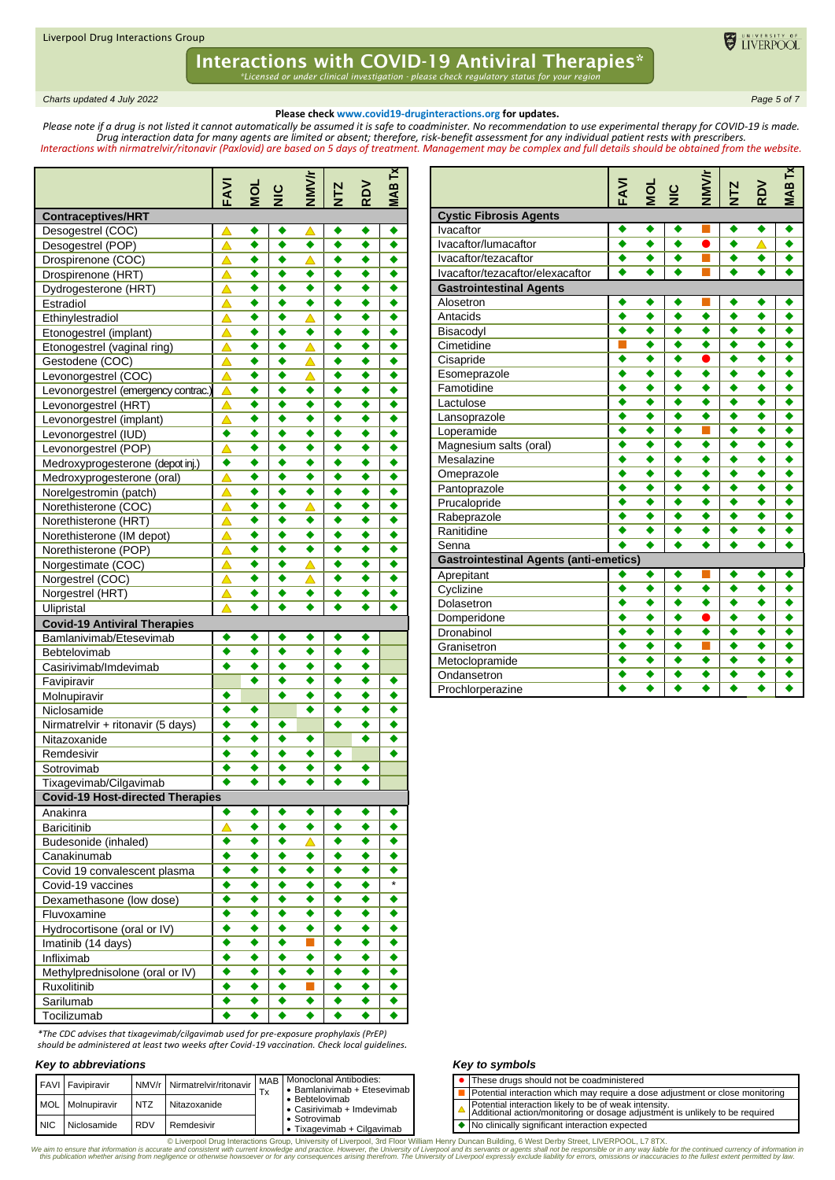# Interactions with COVID-19 Antiviral Therapies*

*Licensed or under clinical investigation - please check regulatory status for your region*

*Charts updated 4 July 2022*

**Please check www.covid19-druginteractions.org for updates.**

*Please note if a drug is not listed it cannot automatically be assumed it is safe to coadminister. No recommendation to use experimental therapy for COVID-19 is made. Drug interaction data for many agents are limited or absent; therefore, risk-benefit assessment for any individual patient rests with prescribers.*

*Interactions with nirmatrelvir/ritonavir (Paxlovid) are based on 5 days of treatment. Management may be complex and full details should be obtained from the website.*

| | FAVI | MOL | NIC | NMV/r | NTZ | RDV | MAB Tx |
|---|---|---|---|---|---|---|---|
| **Contraceptives/HRT** | | | | | | | |
| Desogestrel (COC) | △ | ◆ | ◆ | △ | ◆ | ◆ | ◆ |
| Desogestrel (POP) | △ | ◆ | ◆ | ◆ | ◆ | ◆ | ◆ |
| Drospirenone (COC) | △ | ◆ | ◆ | △ | ◆ | ◆ | ◆ |
| Drospirenone (HRT) | △ | ◆ | ◆ | ◆ | ◆ | ◆ | ◆ |
| Dydrogesterone (HRT) | △ | ◆ | ◆ | ◆ | ◆ | ◆ | ◆ |
| Estradiol | △ | ◆ | ◆ | ◆ | ◆ | ◆ | ◆ |
| Ethinylestradiol | △ | ◆ | ◆ | △ | ◆ | ◆ | ◆ |
| Etonogestrel (implant) | △ | ◆ | ◆ | ◆ | ◆ | ◆ | ◆ |
| Etonogestrel (vaginal ring) | △ | ◆ | ◆ | △ | ◆ | ◆ | ◆ |
| Gestodene (COC) | △ | ◆ | ◆ | △ | ◆ | ◆ | ◆ |
| Levonorgestrel (COC) | △ | ◆ | ◆ | △ | ◆ | ◆ | ◆ |
| Levonorgestrel (emergency contrac.) | △ | ◆ | ◆ | ◆ | ◆ | ◆ | ◆ |
| Levonorgestrel (HRT) | △ | ◆ | ◆ | ◆ | ◆ | ◆ | ◆ |
| Levonorgestrel (implant) | △ | ◆ | ◆ | ◆ | ◆ | ◆ | ◆ |
| Levonorgestrel (IUD) | ◆ | ◆ | ◆ | ◆ | ◆ | ◆ | ◆ |
| Levonorgestrel (POP) | △ | ◆ | ◆ | ◆ | ◆ | ◆ | ◆ |
| Medroxyprogesterone (depot inj.) | ◆ | ◆ | ◆ | ◆ | ◆ | ◆ | ◆ |
| Medroxyprogesterone (oral) | △ | ◆ | ◆ | ◆ | ◆ | ◆ | ◆ |
| Norelgestromin (patch) | △ | ◆ | ◆ | △ | ◆ | ◆ | ◆ |
| Norethisterone (COC) | △ | ◆ | ◆ | △ | ◆ | ◆ | ◆ |
| Norethisterone (HRT) | △ | ◆ | ◆ | ◆ | ◆ | ◆ | ◆ |
| Norethisterone (IM depot) | △ | ◆ | ◆ | ◆ | ◆ | ◆ | ◆ |
| Norethisterone (POP) | △ | ◆ | ◆ | ◆ | ◆ | ◆ | ◆ |
| Norgestimate (COC) | △ | ◆ | ◆ | △ | ◆ | ◆ | ◆ |
| Norgestrel (COC) | △ | ◆ | ◆ | △ | ◆ | ◆ | ◆ |
| Norgestrel (HRT) | △ | ◆ | ◆ | ◆ | ◆ | ◆ | ◆ |
| Ulipristal | △ | ◆ | ◆ | ◆ | ◆ | ◆ | ◆ |
| **Covid-19 Antiviral Therapies** | | | | | | | |
| Bamlanivimab/Etesevimab | ◆ | ◆ | ◆ | ◆ | ◆ | ◆ | |
| Bebtelovimab | ◆ | ◆ | ◆ | ◆ | ◆ | ◆ | |
| Casirivimab/Imdevimab | ◆ | ◆ | ◆ | ◆ | ◆ | ◆ | |
| Favipiravir | | ◆ | ◆ | ◆ | ◆ | ◆ | ◆ |
| Molnupiravir | ◆ | | ◆ | ◆ | ◆ | ◆ | ◆ |
| Niclosamide | ◆ | ◆ | | ◆ | ◆ | ◆ | ◆ |
| Nirmatrelvir + ritonavir (5 days) | ◆ | ◆ | ◆ | | ◆ | ◆ | ◆ |
| Nitazoxanide | ◆ | ◆ | ◆ | ◆ | | ◆ | ◆ |
| Remdesivir | ◆ | ◆ | ◆ | ◆ | ◆ | | ◆ |
| Sotrovimab | ◆ | ◆ | ◆ | ◆ | ◆ | ◆ | |
| Tixagevimab/Cilgavimab | ◆ | ◆ | ◆ | ◆ | ◆ | ◆ | |
| **Covid-19 Host-directed Therapies** | | | | | | | |
| Anakinra | ◆ | ◆ | ◆ | ◆ | ◆ | ◆ | ◆ |
| Baricitinib | △ | ◆ | ◆ | ◆ | ◆ | ◆ | ◆ |
| Budesonide (inhaled) | ◆ | ◆ | ◆ | △ | ◆ | ◆ | ◆ |
| Canakinumab | ◆ | ◆ | ◆ | ◆ | ◆ | ◆ | ◆ |
| Covid 19 convalescent plasma | ◆ | ◆ | ◆ | ◆ | ◆ | ◆ | ◆ |
| Covid-19 vaccines | ◆ | ◆ | ◆ | ◆ | ◆ | ◆ | * |
| Dexamethasone (low dose) | ◆ | ◆ | ◆ | ◆ | ◆ | ◆ | ◆ |
| Fluvoxamine | ◆ | ◆ | ◆ | ◆ | ◆ | ◆ | ◆ |
| Hydrocortisone (oral or IV) | ◆ | ◆ | ◆ | ◆ | ◆ | ◆ | ◆ |
| Imatinib (14 days) | ◆ | ◆ | ◆ | ■ | ◆ | ◆ | ◆ |
| Infliximab | ◆ | ◆ | ◆ | ◆ | ◆ | ◆ | ◆ |
| Methylprednisolone (oral or IV) | ◆ | ◆ | ◆ | ◆ | ◆ | ◆ | ◆ |
| Ruxolitinib | ◆ | ◆ | ◆ | ■ | ◆ | ◆ | ◆ |
| Sarilumab | ◆ | ◆ | ◆ | ◆ | ◆ | ◆ | ◆ |
| Tocilizumab | ◆ | ◆ | ◆ | ◆ | ◆ | ◆ | ◆ |

| | FAVI | MOL | NIC | NMV/r | NTZ | RDV | MAB Tx |
|---|---|---|---|---|---|---|---|
| **Cystic Fibrosis Agents** | | | | | | | |
| Ivacaftor | ◆ | ◆ | ◆ | ■ | ◆ | ◆ | ◆ |
| Ivacaftor/lumacaftor | ◆ | ◆ | ◆ | ● | ◆ | △ | ◆ |
| Ivacaftor/tezacaftor | ◆ | ◆ | ◆ | ■ | ◆ | ◆ | ◆ |
| Ivacaftor/tezacaftor/elexacaftor | ◆ | ◆ | ◆ | ■ | ◆ | ◆ | ◆ |
| **Gastrointestinal Agents** | | | | | | | |
| Alosetron | ◆ | ◆ | ◆ | ■ | ◆ | ◆ | ◆ |
| Antacids | ◆ | ◆ | ◆ | ◆ | ◆ | ◆ | ◆ |
| Bisacodyl | ◆ | ◆ | ◆ | ◆ | ◆ | ◆ | ◆ |
| Cimetidine | ■ | ◆ | ◆ | ◆ | ◆ | ◆ | ◆ |
| Cisapride | ◆ | ◆ | ◆ | ● | ◆ | ◆ | ◆ |
| Esomeprazole | ◆ | ◆ | ◆ | ◆ | ◆ | ◆ | ◆ |
| Famotidine | ◆ | ◆ | ◆ | ◆ | ◆ | ◆ | ◆ |
| Lactulose | ◆ | ◆ | ◆ | ◆ | ◆ | ◆ | ◆ |
| Lansoprazole | ◆ | ◆ | ◆ | ◆ | ◆ | ◆ | ◆ |
| Loperamide | ◆ | ◆ | ◆ | ■ | ◆ | ◆ | ◆ |
| Magnesium salts (oral) | ◆ | ◆ | ◆ | ◆ | ◆ | ◆ | ◆ |
| Mesalazine | ◆ | ◆ | ◆ | ◆ | ◆ | ◆ | ◆ |
| Omeprazole | ◆ | ◆ | ◆ | ◆ | ◆ | ◆ | ◆ |
| Pantoprazole | ◆ | ◆ | ◆ | ◆ | ◆ | ◆ | ◆ |
| Prucalopride | ◆ | ◆ | ◆ | ◆ | ◆ | ◆ | ◆ |
| Rabeprazole | ◆ | ◆ | ◆ | ◆ | ◆ | ◆ | ◆ |
| Ranitidine | ◆ | ◆ | ◆ | ◆ | ◆ | ◆ | ◆ |
| Senna | ◆ | ◆ | ◆ | ◆ | ◆ | ◆ | ◆ |
| **Gastrointestinal Agents (anti-emetics)** | | | | | | | |
| Aprepitant | ◆ | ◆ | ◆ | ■ | ◆ | ◆ | ◆ |
| Cyclizine | ◆ | ◆ | ◆ | ◆ | ◆ | ◆ | ◆ |
| Dolasetron | ◆ | ◆ | ◆ | ◆ | ◆ | ◆ | ◆ |
| Domperidone | ◆ | ◆ | ◆ | ● | ◆ | ◆ | ◆ |
| Dronabinol | ◆ | ◆ | ◆ | ◆ | ◆ | ◆ | ◆ |
| Granisetron | ◆ | ◆ | ◆ | ■ | ◆ | ◆ | ◆ |
| Metoclopramide | ◆ | ◆ | ◆ | ◆ | ◆ | ◆ | ◆ |
| Ondansetron | ◆ | ◆ | ◆ | ◆ | ◆ | ◆ | ◆ |
| Prochlorperazine | ◆ | ◆ | ◆ | ◆ | ◆ | ◆ | ◆ |

*\*The CDC advises that tixagevimab/cilgavimab used for pre-exposure prophylaxis (PrEP) should be administered at least two weeks after Covid-19 vaccination. Check local guidelines.*

### Key to abbreviations

| | | | | | |
|---|---|---|---|---|---|
| FAVI | Favipiravir | NMV/r | Nirmatrelvir/ritonavir | MAB Tx | Monoclonal Antibodies: • Bamlanivimab + Etesevimab • Bebtelovimab • Casirivimab + Imdevimab • Sotrovimab • Tixagevimab + Cilgavimab |
| MOL | Molnupiravir | NTZ | Nitazoxanide | | |
| NIC | Niclosamide | RDV | Remdesivir | | |

### Key to symbols

| | |
|---|---|
| ● | These drugs should not be coadministered |
| ■ | Potential interaction which may require a dose adjustment or close monitoring |
| △ | Potential interaction likely to be of weak intensity. Additional action/monitoring or dosage adjustment is unlikely to be required |
| ◆ | No clinically significant interaction expected |

© Liverpool Drug Interactions Group, University of Liverpool, 3rd Floor William Henry Duncan Building, 6 West Derby Street, LIVERPOOL, L7 8TX.

We aim to ensure that information is accurate and consistent with current knowledge and practice. However, the University of Liverpool and its servants or agents shall not be responsible or in any way liable for the continued currency of information in this publication whether arising from negligence or otherwise howsoever or for any consequences arising therefrom. The University of Liverpool expressly exclude liability for errors, omissions or inaccuracies to the fullest extent permitted by law.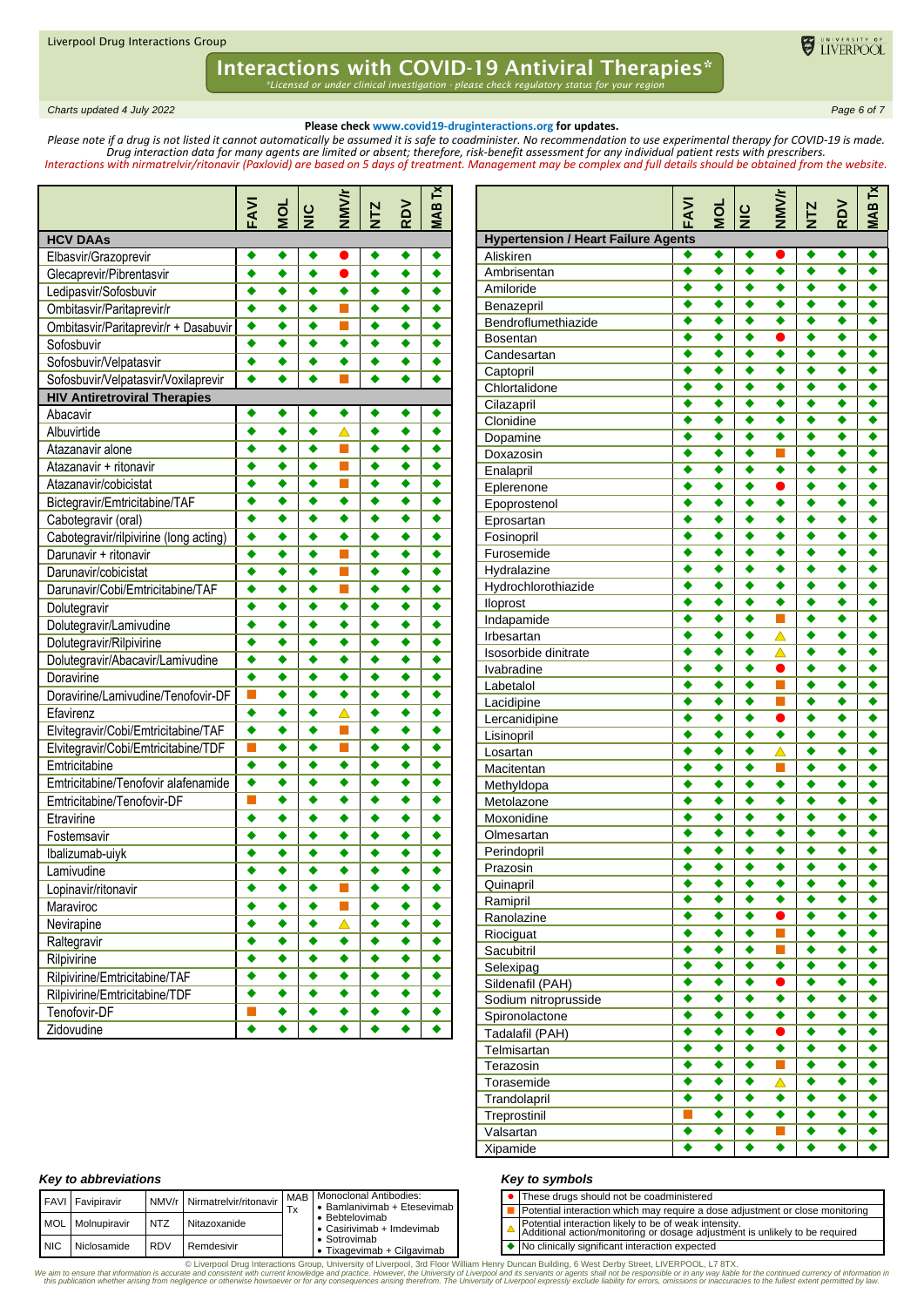# Interactions with COVID-19 Antiviral Therapies*

*Licensed or under clinical investigation - please check regulatory status for your region*

*Charts updated 4 July 2022*

**Please check www.covid19-druginteractions.org for updates.**

*Please note if a drug is not listed it cannot automatically be assumed it is safe to coadminister. No recommendation to use experimental therapy for COVID-19 is made. Drug interaction data for many agents are limited or absent; therefore, risk-benefit assessment for any individual patient rests with prescribers.*

*Interactions with nirmatrelvir/ritonavir (Paxlovid) are based on 5 days of treatment. Management may be complex and full details should be obtained from the website.*

| | FAVI | MOL | NIC | NMV/r | NTZ | RDV | MAB Tx |
|---|---|---|---|---|---|---|---|
| **HCV DAAs** | | | | | | | |
| Elbasvir/Grazoprevir | ◆ | ◆ | ◆ | ● | ◆ | ◆ | ◆ |
| Glecaprevir/Pibrentasvir | ◆ | ◆ | ◆ | ● | ◆ | ◆ | ◆ |
| Ledipasvir/Sofosbuvir | ◆ | ◆ | ◆ | ◆ | ◆ | ◆ | ◆ |
| Ombitasvir/Paritaprevir/r | ◆ | ◆ | ◆ | ■ | ◆ | ◆ | ◆ |
| Ombitasvir/Paritaprevir/r + Dasabuvir | ◆ | ◆ | ◆ | ■ | ◆ | ◆ | ◆ |
| Sofosbuvir | ◆ | ◆ | ◆ | ◆ | ◆ | ◆ | ◆ |
| Sofosbuvir/Velpatasvir | ◆ | ◆ | ◆ | ◆ | ◆ | ◆ | ◆ |
| Sofosbuvir/Velpatasvir/Voxilaprevir | ◆ | ◆ | ◆ | ■ | ◆ | ◆ | ◆ |
| **HIV Antiretroviral Therapies** | | | | | | | |
| Abacavir | ◆ | ◆ | ◆ | ◆ | ◆ | ◆ | ◆ |
| Albuvirtide | ◆ | ◆ | ◆ | △ | ◆ | ◆ | ◆ |
| Atazanavir alone | ◆ | ◆ | ◆ | ■ | ◆ | ◆ | ◆ |
| Atazanavir + ritonavir | ◆ | ◆ | ◆ | ■ | ◆ | ◆ | ◆ |
| Atazanavir/cobicistat | ◆ | ◆ | ◆ | ■ | ◆ | ◆ | ◆ |
| Bictegravir/Emtricitabine/TAF | ◆ | ◆ | ◆ | ◆ | ◆ | ◆ | ◆ |
| Cabotegravir (oral) | ◆ | ◆ | ◆ | ◆ | ◆ | ◆ | ◆ |
| Cabotegravir/rilpivirine (long acting) | ◆ | ◆ | ◆ | ◆ | ◆ | ◆ | ◆ |
| Darunavir + ritonavir | ◆ | ◆ | ◆ | ■ | ◆ | ◆ | ◆ |
| Darunavir/cobicistat | ◆ | ◆ | ◆ | ■ | ◆ | ◆ | ◆ |
| Darunavir/Cobi/Emtricitabine/TAF | ◆ | ◆ | ◆ | ■ | ◆ | ◆ | ◆ |
| Dolutegravir | ◆ | ◆ | ◆ | ◆ | ◆ | ◆ | ◆ |
| Dolutegravir/Lamivudine | ◆ | ◆ | ◆ | ◆ | ◆ | ◆ | ◆ |
| Dolutegravir/Rilpivirine | ◆ | ◆ | ◆ | ◆ | ◆ | ◆ | ◆ |
| Dolutegravir/Abacavir/Lamivudine | ◆ | ◆ | ◆ | ◆ | ◆ | ◆ | ◆ |
| Doravirine | ◆ | ◆ | ◆ | ◆ | ◆ | ◆ | ◆ |
| Doravirine/Lamivudine/Tenofovir-DF | ■ | ◆ | ◆ | ◆ | ◆ | ◆ | ◆ |
| Efavirenz | ◆ | ◆ | ◆ | △ | ◆ | ◆ | ◆ |
| Elvitegravir/Cobi/Emtricitabine/TAF | ◆ | ◆ | ◆ | ■ | ◆ | ◆ | ◆ |
| Elvitegravir/Cobi/Emtricitabine/TDF | ■ | ◆ | ◆ | ■ | ◆ | ◆ | ◆ |
| Emtricitabine | ◆ | ◆ | ◆ | ◆ | ◆ | ◆ | ◆ |
| Emtricitabine/Tenofovir alafenamide | ◆ | ◆ | ◆ | ◆ | ◆ | ◆ | ◆ |
| Emtricitabine/Tenofovir-DF | ■ | ◆ | ◆ | ◆ | ◆ | ◆ | ◆ |
| Etravirine | ◆ | ◆ | ◆ | ◆ | ◆ | ◆ | ◆ |
| Fostemsavir | ◆ | ◆ | ◆ | ◆ | ◆ | ◆ | ◆ |
| Ibalizumab-uiyk | ◆ | ◆ | ◆ | ◆ | ◆ | ◆ | ◆ |
| Lamivudine | ◆ | ◆ | ◆ | ◆ | ◆ | ◆ | ◆ |
| Lopinavir/ritonavir | ◆ | ◆ | ◆ | ■ | ◆ | ◆ | ◆ |
| Maraviroc | ◆ | ◆ | ◆ | ■ | ◆ | ◆ | ◆ |
| Nevirapine | ◆ | ◆ | ◆ | △ | ◆ | ◆ | ◆ |
| Raltegravir | ◆ | ◆ | ◆ | ◆ | ◆ | ◆ | ◆ |
| Rilpivirine | ◆ | ◆ | ◆ | ◆ | ◆ | ◆ | ◆ |
| Rilpivirine/Emtricitabine/TAF | ◆ | ◆ | ◆ | ◆ | ◆ | ◆ | ◆ |
| Rilpivirine/Emtricitabine/TDF | ◆ | ◆ | ◆ | ◆ | ◆ | ◆ | ◆ |
| Tenofovir-DF | ■ | ◆ | ◆ | ◆ | ◆ | ◆ | ◆ |
| Zidovudine | ◆ | ◆ | ◆ | ◆ | ◆ | ◆ | ◆ |

| | FAVI | MOL | NIC | NMV/r | NTZ | RDV | MAB Tx |
|---|---|---|---|---|---|---|---|
| **Hypertension / Heart Failure Agents** | | | | | | | |
| Aliskiren | ◆ | ◆ | ◆ | ● | ◆ | ◆ | ◆ |
| Ambrisentan | ◆ | ◆ | ◆ | ◆ | ◆ | ◆ | ◆ |
| Amiloride | ◆ | ◆ | ◆ | ◆ | ◆ | ◆ | ◆ |
| Benazepril | ◆ | ◆ | ◆ | ◆ | ◆ | ◆ | ◆ |
| Bendroflumethiazide | ◆ | ◆ | ◆ | ◆ | ◆ | ◆ | ◆ |
| Bosentan | ◆ | ◆ | ◆ | ● | ◆ | ◆ | ◆ |
| Candesartan | ◆ | ◆ | ◆ | ◆ | ◆ | ◆ | ◆ |
| Captopril | ◆ | ◆ | ◆ | ◆ | ◆ | ◆ | ◆ |
| Chlortalidone | ◆ | ◆ | ◆ | ◆ | ◆ | ◆ | ◆ |
| Cilazapril | ◆ | ◆ | ◆ | ◆ | ◆ | ◆ | ◆ |
| Clonidine | ◆ | ◆ | ◆ | ◆ | ◆ | ◆ | ◆ |
| Dopamine | ◆ | ◆ | ◆ | ◆ | ◆ | ◆ | ◆ |
| Doxazosin | ◆ | ◆ | ◆ | ■ | ◆ | ◆ | ◆ |
| Enalapril | ◆ | ◆ | ◆ | ◆ | ◆ | ◆ | ◆ |
| Eplerenone | ◆ | ◆ | ◆ | ● | ◆ | ◆ | ◆ |
| Epoprostenol | ◆ | ◆ | ◆ | ◆ | ◆ | ◆ | ◆ |
| Eprosartan | ◆ | ◆ | ◆ | ◆ | ◆ | ◆ | ◆ |
| Fosinopril | ◆ | ◆ | ◆ | ◆ | ◆ | ◆ | ◆ |
| Furosemide | ◆ | ◆ | ◆ | ◆ | ◆ | ◆ | ◆ |
| Hydralazine | ◆ | ◆ | ◆ | ◆ | ◆ | ◆ | ◆ |
| Hydrochlorothiazide | ◆ | ◆ | ◆ | ◆ | ◆ | ◆ | ◆ |
| Iloprost | ◆ | ◆ | ◆ | ◆ | ◆ | ◆ | ◆ |
| Indapamide | ◆ | ◆ | ◆ | ■ | ◆ | ◆ | ◆ |
| Irbesartan | ◆ | ◆ | ◆ | △ | ◆ | ◆ | ◆ |
| Isosorbide dinitrate | ◆ | ◆ | ◆ | △ | ◆ | ◆ | ◆ |
| Ivabradine | ◆ | ◆ | ◆ | ● | ◆ | ◆ | ◆ |
| Labetalol | ◆ | ◆ | ◆ | ■ | ◆ | ◆ | ◆ |
| Lacidipine | ◆ | ◆ | ◆ | ■ | ◆ | ◆ | ◆ |
| Lercanidipine | ◆ | ◆ | ◆ | ● | ◆ | ◆ | ◆ |
| Lisinopril | ◆ | ◆ | ◆ | ◆ | ◆ | ◆ | ◆ |
| Losartan | ◆ | ◆ | ◆ | △ | ◆ | ◆ | ◆ |
| Macitentan | ◆ | ◆ | ◆ | ■ | ◆ | ◆ | ◆ |
| Methyldopa | ◆ | ◆ | ◆ | ◆ | ◆ | ◆ | ◆ |
| Metolazone | ◆ | ◆ | ◆ | ◆ | ◆ | ◆ | ◆ |
| Moxonidine | ◆ | ◆ | ◆ | ◆ | ◆ | ◆ | ◆ |
| Olmesartan | ◆ | ◆ | ◆ | ◆ | ◆ | ◆ | ◆ |
| Perindopril | ◆ | ◆ | ◆ | ◆ | ◆ | ◆ | ◆ |
| Prazosin | ◆ | ◆ | ◆ | ◆ | ◆ | ◆ | ◆ |
| Quinapril | ◆ | ◆ | ◆ | ◆ | ◆ | ◆ | ◆ |
| Ramipril | ◆ | ◆ | ◆ | ◆ | ◆ | ◆ | ◆ |
| Ranolazine | ◆ | ◆ | ◆ | ● | ◆ | ◆ | ◆ |
| Riociguat | ◆ | ◆ | ◆ | ■ | ◆ | ◆ | ◆ |
| Sacubitril | ◆ | ◆ | ◆ | ■ | ◆ | ◆ | ◆ |
| Selexipag | ◆ | ◆ | ◆ | ◆ | ◆ | ◆ | ◆ |
| Sildenafil (PAH) | ◆ | ◆ | ◆ | ● | ◆ | ◆ | ◆ |
| Sodium nitroprusside | ◆ | ◆ | ◆ | ◆ | ◆ | ◆ | ◆ |
| Spironolactone | ◆ | ◆ | ◆ | ◆ | ◆ | ◆ | ◆ |
| Tadalafil (PAH) | ◆ | ◆ | ◆ | ● | ◆ | ◆ | ◆ |
| Telmisartan | ◆ | ◆ | ◆ | ◆ | ◆ | ◆ | ◆ |
| Terazosin | ◆ | ◆ | ◆ | ■ | ◆ | ◆ | ◆ |
| Torasemide | ◆ | ◆ | ◆ | △ | ◆ | ◆ | ◆ |
| Trandolapril | ◆ | ◆ | ◆ | ◆ | ◆ | ◆ | ◆ |
| Treprostinil | ■ | ◆ | ◆ | ◆ | ◆ | ◆ | ◆ |
| Valsartan | ◆ | ◆ | ◆ | ■ | ◆ | ◆ | ◆ |
| Xipamide | ◆ | ◆ | ◆ | ◆ | ◆ | ◆ | ◆ |

### *Key to abbreviations*

| | | | | | |
|---|---|---|---|---|---|
| FAVI | Favipiravir | NMV/r | Nirmatrelvir/ritonavir | MAB Tx | Monoclonal Antibodies: • Bamlanivimab + Etesevimab • Bebtelovimab • Casirivimab + Imdevimab • Sotrovimab • Tixagevimab + Cilgavimab |
| MOL | Molnupiravir | NTZ | Nitazoxanide | | |
| NIC | Niclosamide | RDV | Remdesivir | | |

### *Key to symbols*

| | |
|---|---|
| ● | These drugs should not be coadministered |
| ■ | Potential interaction which may require a dose adjustment or close monitoring |
| △ | Potential interaction likely to be of weak intensity. Additional action/monitoring or dosage adjustment is unlikely to be required |
| ◆ | No clinically significant interaction expected |

© Liverpool Drug Interactions Group, University of Liverpool, 3rd Floor William Henry Duncan Building, 6 West Derby Street, LIVERPOOL, L7 8TX.

*We aim to ensure that information is accurate and consistent with current knowledge and practice. However, the University of Liverpool and its servants or agents shall not be responsible or in any way liable for the continued currency of information in this publication whether arising from negligence or otherwise howsoever or for any consequences arising therefrom. The University of Liverpool expressly exclude liability for errors, omissions or inaccuracies to the fullest extent permitted by law.*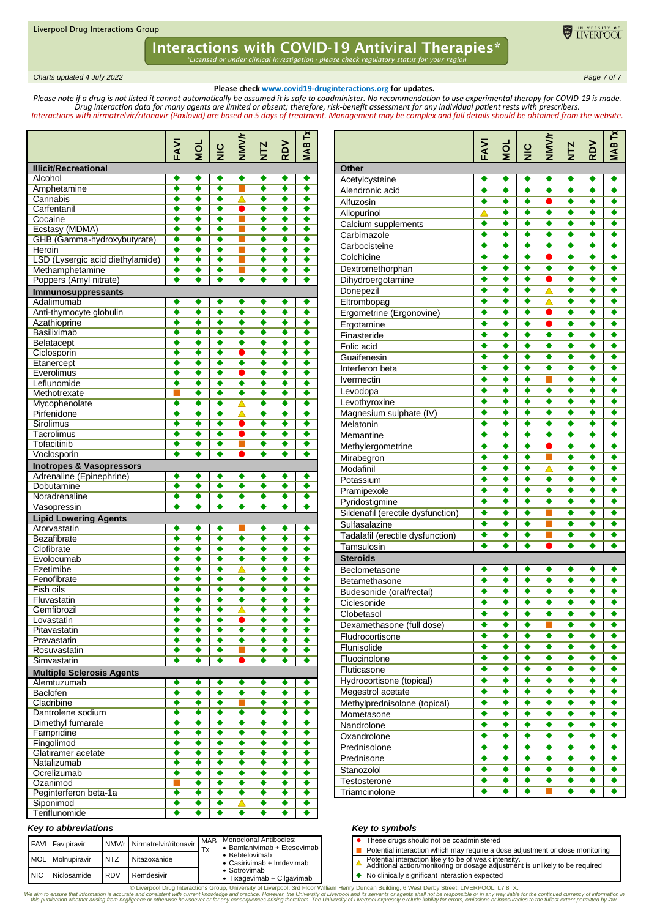# Interactions with COVID-19 Antiviral Therapies*

*\*Licensed or under clinical investigation - please check regulatory status for your region*

*Charts updated 4 July 2022*

**Please check www.covid19-druginteractions.org for updates.**

*Please note if a drug is not listed it cannot automatically be assumed it is safe to coadminister. No recommendation to use experimental therapy for COVID-19 is made. Drug interaction data for many agents are limited or absent; therefore, risk-benefit assessment for any individual patient rests with prescribers.*

*Interactions with nirmatrelvir/ritonavir (Paxlovid) are based on 5 days of treatment. Management may be complex and full details should be obtained from the website.*

| | FAVI | MOL | NIC | NMV/r | NTZ | RDV | MAB Tx |
|---|---|---|---|---|---|---|---|
| **Illicit/Recreational** | | | | | | | |
| Alcohol | ◆ | ◆ | ◆ | ◆ | ◆ | ◆ | ◆ |
| Amphetamine | ◆ | ◆ | ◆ | ■ | ◆ | ◆ | ◆ |
| Cannabis | ◆ | ◆ | ◆ | △ | ◆ | ◆ | ◆ |
| Carfentanil | ◆ | ◆ | ◆ | ● | ◆ | ◆ | ◆ |
| Cocaine | ◆ | ◆ | ◆ | ■ | ◆ | ◆ | ◆ |
| Ecstasy (MDMA) | ◆ | ◆ | ◆ | ■ | ◆ | ◆ | ◆ |
| GHB (Gamma-hydroxybutyrate) | ◆ | ◆ | ◆ | ■ | ◆ | ◆ | ◆ |
| Heroin | ◆ | ◆ | ◆ | ■ | ◆ | ◆ | ◆ |
| LSD (Lysergic acid diethylamide) | ◆ | ◆ | ◆ | ■ | ◆ | ◆ | ◆ |
| Methamphetamine | ◆ | ◆ | ◆ | ■ | ◆ | ◆ | ◆ |
| Poppers (Amyl nitrate) | ◆ | ◆ | ◆ | ◆ | ◆ | ◆ | ◆ |
| **Immunosuppressants** | | | | | | | |
| Adalimumab | ◆ | ◆ | ◆ | ◆ | ◆ | ◆ | ◆ |
| Anti-thymocyte globulin | ◆ | ◆ | ◆ | ◆ | ◆ | ◆ | ◆ |
| Azathioprine | ◆ | ◆ | ◆ | ◆ | ◆ | ◆ | ◆ |
| Basiliximab | ◆ | ◆ | ◆ | ◆ | ◆ | ◆ | ◆ |
| Belatacept | ◆ | ◆ | ◆ | ◆ | ◆ | ◆ | ◆ |
| Ciclosporin | ◆ | ◆ | ◆ | ● | ◆ | ◆ | ◆ |
| Etanercept | ◆ | ◆ | ◆ | ◆ | ◆ | ◆ | ◆ |
| Everolimus | ◆ | ◆ | ◆ | ● | ◆ | ◆ | ◆ |
| Leflunomide | ◆ | ◆ | ◆ | ◆ | ◆ | ◆ | ◆ |
| Methotrexate | ■ | ◆ | ◆ | ◆ | ◆ | ◆ | ◆ |
| Mycophenolate | ◆ | ◆ | ◆ | △ | ◆ | ◆ | ◆ |
| Pirfenidone | ◆ | ◆ | ◆ | △ | ◆ | ◆ | ◆ |
| Sirolimus | ◆ | ◆ | ◆ | ● | ◆ | ◆ | ◆ |
| Tacrolimus | ◆ | ◆ | ◆ | ● | ◆ | ◆ | ◆ |
| Tofacitinib | ◆ | ◆ | ◆ | ■ | ◆ | ◆ | ◆ |
| Voclosporin | ◆ | ◆ | ◆ | ● | ◆ | ◆ | ◆ |
| **Inotropes & Vasopressors** | | | | | | | |
| Adrenaline (Epinephrine) | ◆ | ◆ | ◆ | ◆ | ◆ | ◆ | ◆ |
| Dobutamine | ◆ | ◆ | ◆ | ◆ | ◆ | ◆ | ◆ |
| Noradrenaline | ◆ | ◆ | ◆ | ◆ | ◆ | ◆ | ◆ |
| Vasopressin | ◆ | ◆ | ◆ | ◆ | ◆ | ◆ | ◆ |
| **Lipid Lowering Agents** | | | | | | | |
| Atorvastatin | ◆ | ◆ | ◆ | ■ | ◆ | ◆ | ◆ |
| Bezafibrate | ◆ | ◆ | ◆ | ◆ | ◆ | ◆ | ◆ |
| Clofibrate | ◆ | ◆ | ◆ | ◆ | ◆ | ◆ | ◆ |
| Evolocumab | ◆ | ◆ | ◆ | ◆ | ◆ | ◆ | ◆ |
| Ezetimibe | ◆ | ◆ | ◆ | △ | ◆ | ◆ | ◆ |
| Fenofibrate | ◆ | ◆ | ◆ | ◆ | ◆ | ◆ | ◆ |
| Fish oils | ◆ | ◆ | ◆ | ◆ | ◆ | ◆ | ◆ |
| Fluvastatin | ◆ | ◆ | ◆ | ◆ | ◆ | ◆ | ◆ |
| Gemfibrozil | ◆ | ◆ | ◆ | △ | ◆ | ◆ | ◆ |
| Lovastatin | ◆ | ◆ | ◆ | ● | ◆ | ◆ | ◆ |
| Pitavastatin | ◆ | ◆ | ◆ | ◆ | ◆ | ◆ | ◆ |
| Pravastatin | ◆ | ◆ | ◆ | ◆ | ◆ | ◆ | ◆ |
| Rosuvastatin | ◆ | ◆ | ◆ | ■ | ◆ | ◆ | ◆ |
| Simvastatin | ◆ | ◆ | ◆ | ● | ◆ | ◆ | ◆ |
| **Multiple Sclerosis Agents** | | | | | | | |
| Alemtuzumab | ◆ | ◆ | ◆ | ◆ | ◆ | ◆ | ◆ |
| Baclofen | ◆ | ◆ | ◆ | ◆ | ◆ | ◆ | ◆ |
| Cladribine | ◆ | ◆ | ◆ | ■ | ◆ | ◆ | ◆ |
| Dantrolene sodium | ◆ | ◆ | ◆ | ◆ | ◆ | ◆ | ◆ |
| Dimethyl fumarate | ◆ | ◆ | ◆ | ◆ | ◆ | ◆ | ◆ |
| Fampridine | ◆ | ◆ | ◆ | ◆ | ◆ | ◆ | ◆ |
| Fingolimod | ◆ | ◆ | ◆ | ◆ | ◆ | ◆ | ◆ |
| Glatiramer acetate | ◆ | ◆ | ◆ | ◆ | ◆ | ◆ | ◆ |
| Natalizumab | ◆ | ◆ | ◆ | ◆ | ◆ | ◆ | ◆ |
| Ocrelizumab | ◆ | ◆ | ◆ | ◆ | ◆ | ◆ | ◆ |
| Ozanimod | ■ | ◆ | ◆ | ◆ | ◆ | ◆ | ◆ |
| Peginterferon beta-1a | ◆ | ◆ | ◆ | ◆ | ◆ | ◆ | ◆ |
| Siponimod | ◆ | ◆ | ◆ | △ | ◆ | ◆ | ◆ |
| Teriflunomide | ◆ | ◆ | ◆ | ◆ | ◆ | ◆ | ◆ |

| | FAVI | MOL | NIC | NMV/r | NTZ | RDV | MAB Tx |
|---|---|---|---|---|---|---|---|
| **Other** | | | | | | | |
| Acetylcysteine | ◆ | ◆ | ◆ | ◆ | ◆ | ◆ | ◆ |
| Alendronic acid | ◆ | ◆ | ◆ | ◆ | ◆ | ◆ | ◆ |
| Alfuzosin | ◆ | ◆ | ◆ | ● | ◆ | ◆ | ◆ |
| Allopurinol | △ | ◆ | ◆ | ◆ | ◆ | ◆ | ◆ |
| Calcium supplements | ◆ | ◆ | ◆ | ◆ | ◆ | ◆ | ◆ |
| Carbimazole | ◆ | ◆ | ◆ | ◆ | ◆ | ◆ | ◆ |
| Carbocisteine | ◆ | ◆ | ◆ | ◆ | ◆ | ◆ | ◆ |
| Colchicine | ◆ | ◆ | ◆ | ● | ◆ | ◆ | ◆ |
| Dextromethorphan | ◆ | ◆ | ◆ | ◆ | ◆ | ◆ | ◆ |
| Dihydroergotamine | ◆ | ◆ | ◆ | ● | ◆ | ◆ | ◆ |
| Donepezil | ◆ | ◆ | ◆ | △ | ◆ | ◆ | ◆ |
| Eltrombopag | ◆ | ◆ | ◆ | △ | ◆ | ◆ | ◆ |
| Ergometrine (Ergonovine) | ◆ | ◆ | ◆ | ● | ◆ | ◆ | ◆ |
| Ergotamine | ◆ | ◆ | ◆ | ● | ◆ | ◆ | ◆ |
| Finasteride | ◆ | ◆ | ◆ | ◆ | ◆ | ◆ | ◆ |
| Folic acid | ◆ | ◆ | ◆ | ◆ | ◆ | ◆ | ◆ |
| Guaifenesin | ◆ | ◆ | ◆ | ◆ | ◆ | ◆ | ◆ |
| Interferon beta | ◆ | ◆ | ◆ | ◆ | ◆ | ◆ | ◆ |
| Ivermectin | ◆ | ◆ | ◆ | ■ | ◆ | ◆ | ◆ |
| Levodopa | ◆ | ◆ | ◆ | ◆ | ◆ | ◆ | ◆ |
| Levothyroxine | ◆ | ◆ | ◆ | ◆ | ◆ | ◆ | ◆ |
| Magnesium sulphate (IV) | ◆ | ◆ | ◆ | ◆ | ◆ | ◆ | ◆ |
| Melatonin | ◆ | ◆ | ◆ | ◆ | ◆ | ◆ | ◆ |
| Memantine | ◆ | ◆ | ◆ | ◆ | ◆ | ◆ | ◆ |
| Methylergometrine | ◆ | ◆ | ◆ | ● | ◆ | ◆ | ◆ |
| Mirabegron | ◆ | ◆ | ◆ | ■ | ◆ | ◆ | ◆ |
| Modafinil | ◆ | ◆ | ◆ | △ | ◆ | ◆ | ◆ |
| Potassium | ◆ | ◆ | ◆ | ◆ | ◆ | ◆ | ◆ |
| Pramipexole | ◆ | ◆ | ◆ | ◆ | ◆ | ◆ | ◆ |
| Pyridostigmine | ◆ | ◆ | ◆ | ◆ | ◆ | ◆ | ◆ |
| Sildenafil (erectile dysfunction) | ◆ | ◆ | ◆ | ■ | ◆ | ◆ | ◆ |
| Sulfasalazine | ◆ | ◆ | ◆ | ■ | ◆ | ◆ | ◆ |
| Tadalafil (erectile dysfunction) | ◆ | ◆ | ◆ | ■ | ◆ | ◆ | ◆ |
| Tamsulosin | ◆ | ◆ | ◆ | ● | ◆ | ◆ | ◆ |
| **Steroids** | | | | | | | |
| Beclometasone | ◆ | ◆ | ◆ | ◆ | ◆ | ◆ | ◆ |
| Betamethasone | ◆ | ◆ | ◆ | ◆ | ◆ | ◆ | ◆ |
| Budesonide (oral/rectal) | ◆ | ◆ | ◆ | ◆ | ◆ | ◆ | ◆ |
| Ciclesonide | ◆ | ◆ | ◆ | ◆ | ◆ | ◆ | ◆ |
| Clobetasol | ◆ | ◆ | ◆ | ◆ | ◆ | ◆ | ◆ |
| Dexamethasone (full dose) | ◆ | ◆ | ◆ | ■ | ◆ | ◆ | ◆ |
| Fludrocortisone | ◆ | ◆ | ◆ | ◆ | ◆ | ◆ | ◆ |
| Flunisolide | ◆ | ◆ | ◆ | ◆ | ◆ | ◆ | ◆ |
| Fluocinolone | ◆ | ◆ | ◆ | ◆ | ◆ | ◆ | ◆ |
| Fluticasone | ◆ | ◆ | ◆ | ◆ | ◆ | ◆ | ◆ |
| Hydrocortisone (topical) | ◆ | ◆ | ◆ | ◆ | ◆ | ◆ | ◆ |
| Megestrol acetate | ◆ | ◆ | ◆ | ◆ | ◆ | ◆ | ◆ |
| Methylprednisolone (topical) | ◆ | ◆ | ◆ | ◆ | ◆ | ◆ | ◆ |
| Mometasone | ◆ | ◆ | ◆ | ◆ | ◆ | ◆ | ◆ |
| Nandrolone | ◆ | ◆ | ◆ | ◆ | ◆ | ◆ | ◆ |
| Oxandrolone | ◆ | ◆ | ◆ | ◆ | ◆ | ◆ | ◆ |
| Prednisolone | ◆ | ◆ | ◆ | ◆ | ◆ | ◆ | ◆ |
| Prednisone | ◆ | ◆ | ◆ | ◆ | ◆ | ◆ | ◆ |
| Stanozolol | ◆ | ◆ | ◆ | ◆ | ◆ | ◆ | ◆ |
| Testosterone | ◆ | ◆ | ◆ | ◆ | ◆ | ◆ | ◆ |
| Triamcinolone | ◆ | ◆ | ◆ | ■ | ◆ | ◆ | ◆ |

### *Key to abbreviations*

| | | | | | |
|---|---|---|---|---|---|
| FAVI | Favipiravir | NMV/r | Nirmatrelvir/ritonavir | MAB Tx | Monoclonal Antibodies: • Bamlanivimab + Etesevimab • Bebtelovimab • Casirivimab + Imdevimab • Sotrovimab • Tixagevimab + Cilgavimab |
| MOL | Molnupiravir | NTZ | Nitazoxanide | | |
| NIC | Niclosamide | RDV | Remdesivir | | |

### *Key to symbols*

| | |
|---|---|
| ● | These drugs should not be coadministered |
| ■ | Potential interaction which may require a dose adjustment or close monitoring |
| △ | Potential interaction likely to be of weak intensity. Additional action/monitoring or dosage adjustment is unlikely to be required |
| ◆ | No clinically significant interaction expected |

© Liverpool Drug Interactions Group, University of Liverpool, 3rd Floor William Henry Duncan Building, 6 West Derby Street, LIVERPOOL, L7 8TX.

*We aim to ensure that information is accurate and consistent with current knowledge and practice. However, the University of Liverpool and its servants or agents shall not be responsible or in any way liable for the continued currency of information in this publication whether arising from negligence or otherwise howsoever or for any consequences arising therefrom. The University of Liverpool expressly exclude liability for errors, omissions or inaccuracies to the fullest extent permitted by law.*